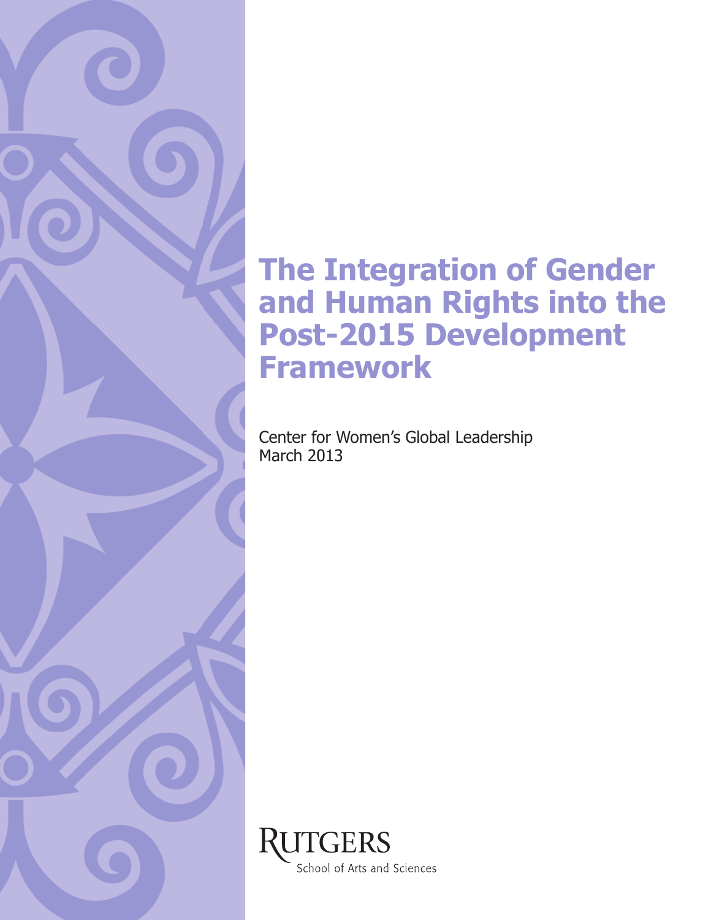# The Integration of Gender and Human Rights into the Post-2015 Development Framework

Center for Women's Global Leadership
March 2013

RUTGERS
School of Arts and Sciences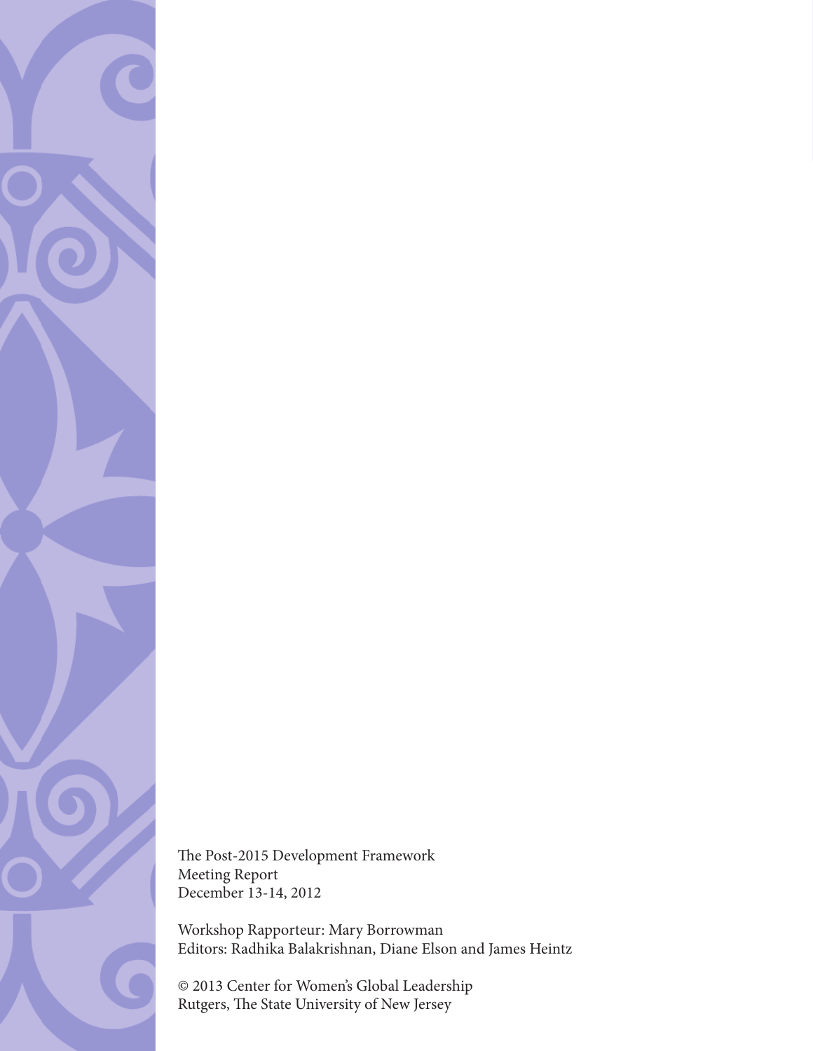The Post-2015 Development Framework
Meeting Report
December 13-14, 2012

Workshop Rapporteur: Mary Borrowman
Editors: Radhika Balakrishnan, Diane Elson and James Heintz

© 2013 Center for Women's Global Leadership
Rutgers, The State University of New Jersey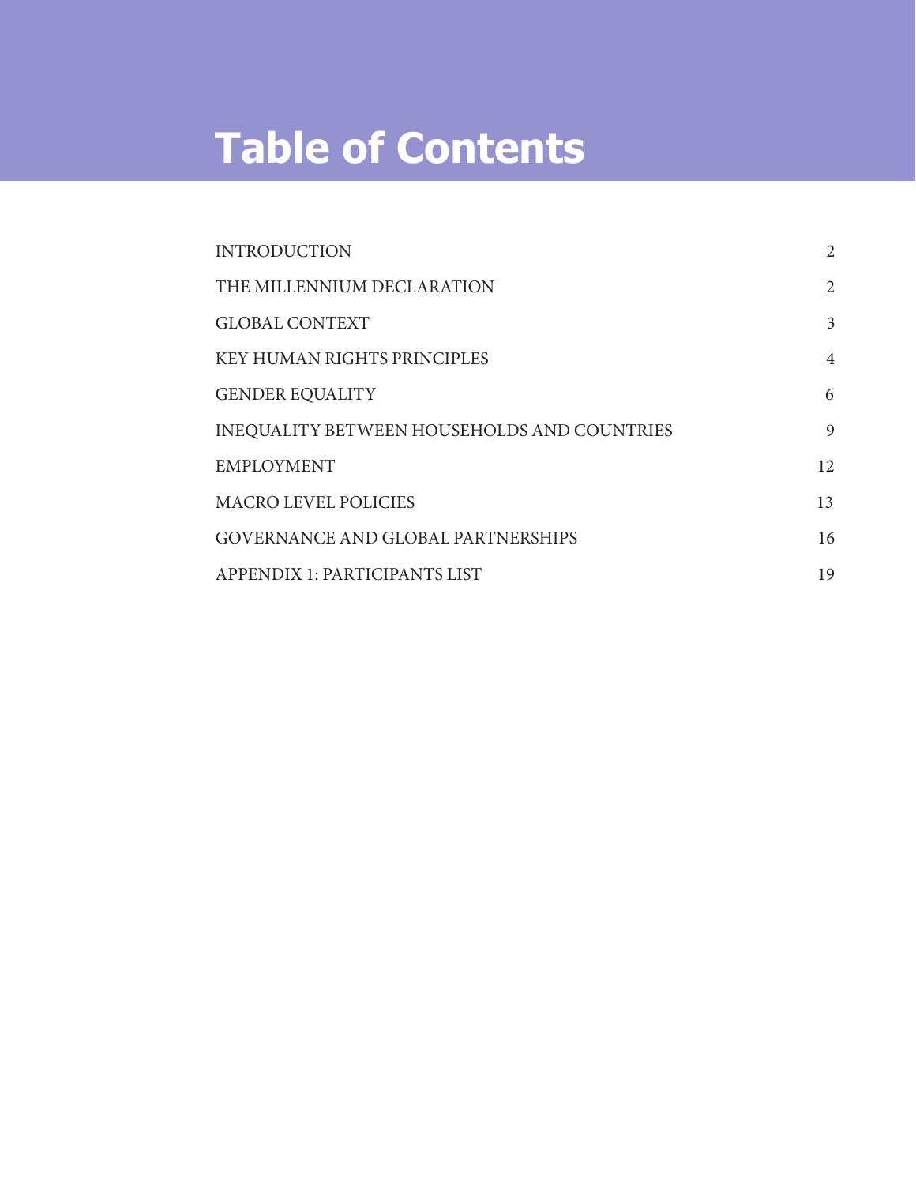# Table of Contents

| | |
|---|---|
| INTRODUCTION | 2 |
| THE MILLENNIUM DECLARATION | 2 |
| GLOBAL CONTEXT | 3 |
| KEY HUMAN RIGHTS PRINCIPLES | 4 |
| GENDER EQUALITY | 6 |
| INEQUALITY BETWEEN HOUSEHOLDS AND COUNTRIES | 9 |
| EMPLOYMENT | 12 |
| MACRO LEVEL POLICIES | 13 |
| GOVERNANCE AND GLOBAL PARTNERSHIPS | 16 |
| APPENDIX 1: PARTICIPANTS LIST | 19 |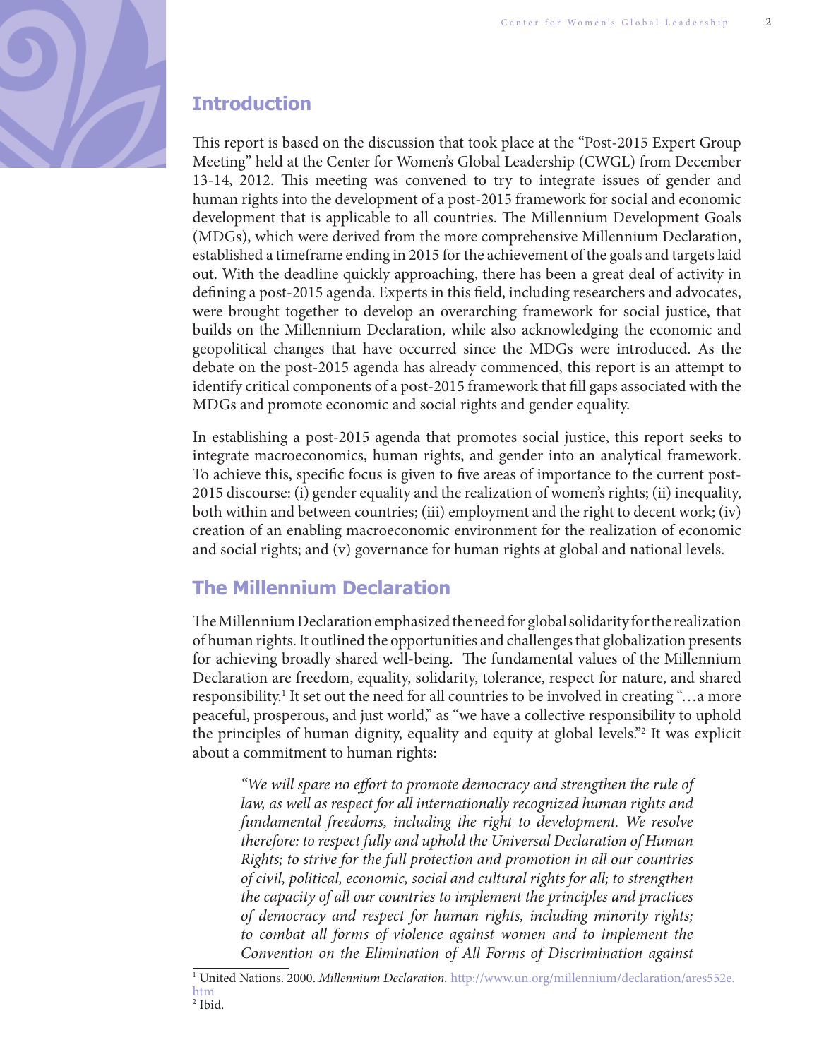## Introduction

This report is based on the discussion that took place at the "Post-2015 Expert Group Meeting" held at the Center for Women's Global Leadership (CWGL) from December 13-14, 2012. This meeting was convened to try to integrate issues of gender and human rights into the development of a post-2015 framework for social and economic development that is applicable to all countries. The Millennium Development Goals (MDGs), which were derived from the more comprehensive Millennium Declaration, established a timeframe ending in 2015 for the achievement of the goals and targets laid out. With the deadline quickly approaching, there has been a great deal of activity in defining a post-2015 agenda. Experts in this field, including researchers and advocates, were brought together to develop an overarching framework for social justice, that builds on the Millennium Declaration, while also acknowledging the economic and geopolitical changes that have occurred since the MDGs were introduced. As the debate on the post-2015 agenda has already commenced, this report is an attempt to identify critical components of a post-2015 framework that fill gaps associated with the MDGs and promote economic and social rights and gender equality.

In establishing a post-2015 agenda that promotes social justice, this report seeks to integrate macroeconomics, human rights, and gender into an analytical framework. To achieve this, specific focus is given to five areas of importance to the current post-2015 discourse: (i) gender equality and the realization of women's rights; (ii) inequality, both within and between countries; (iii) employment and the right to decent work; (iv) creation of an enabling macroeconomic environment for the realization of economic and social rights; and (v) governance for human rights at global and national levels.

## The Millennium Declaration

The Millennium Declaration emphasized the need for global solidarity for the realization of human rights. It outlined the opportunities and challenges that globalization presents for achieving broadly shared well-being. The fundamental values of the Millennium Declaration are freedom, equality, solidarity, tolerance, respect for nature, and shared responsibility.[1] It set out the need for all countries to be involved in creating "…a more peaceful, prosperous, and just world," as "we have a collective responsibility to uphold the principles of human dignity, equality and equity at global levels."[2] It was explicit about a commitment to human rights:

> *"We will spare no effort to promote democracy and strengthen the rule of law, as well as respect for all internationally recognized human rights and fundamental freedoms, including the right to development. We resolve therefore: to respect fully and uphold the Universal Declaration of Human Rights; to strive for the full protection and promotion in all our countries of civil, political, economic, social and cultural rights for all; to strengthen the capacity of all our countries to implement the principles and practices of democracy and respect for human rights, including minority rights; to combat all forms of violence against women and to implement the Convention on the Elimination of All Forms of Discrimination against*

[1] United Nations. 2000. *Millennium Declaration.* http://www.un.org/millennium/declaration/ares552e.htm

[2] Ibid.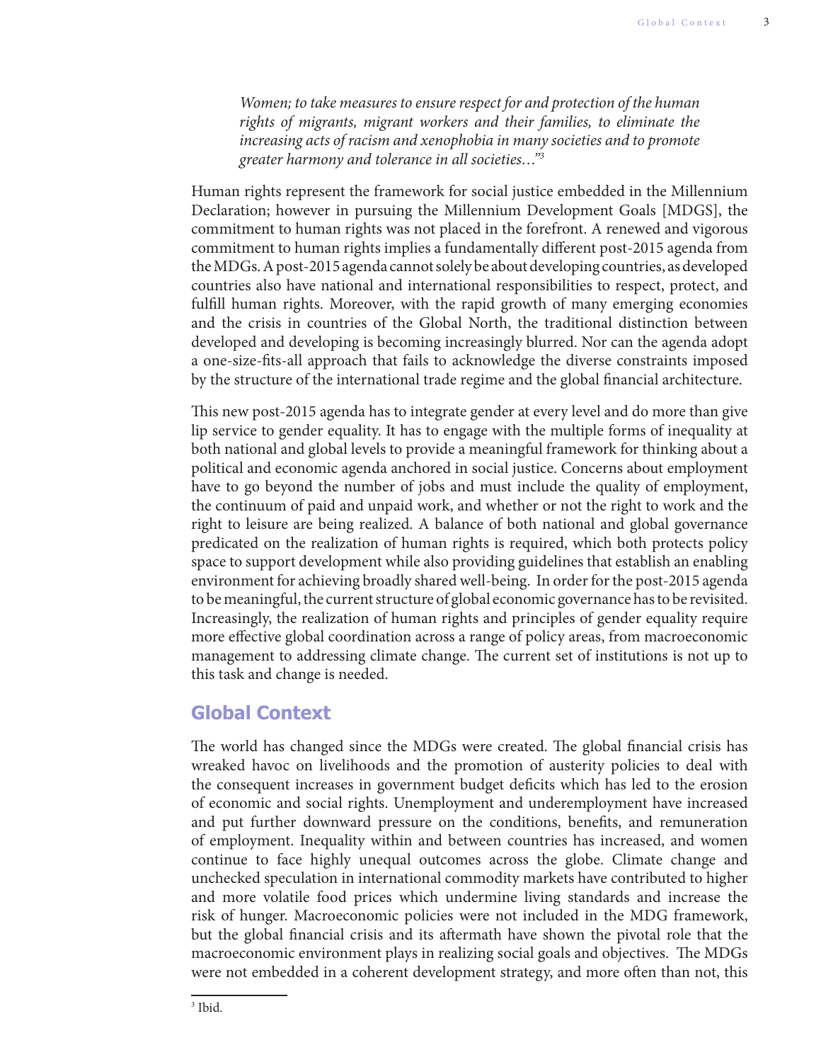*Women; to take measures to ensure respect for and protection of the human rights of migrants, migrant workers and their families, to eliminate the increasing acts of racism and xenophobia in many societies and to promote greater harmony and tolerance in all societies…"*[3]

Human rights represent the framework for social justice embedded in the Millennium Declaration; however in pursuing the Millennium Development Goals [MDGS], the commitment to human rights was not placed in the forefront. A renewed and vigorous commitment to human rights implies a fundamentally different post-2015 agenda from the MDGs. A post-2015 agenda cannot solely be about developing countries, as developed countries also have national and international responsibilities to respect, protect, and fulfill human rights. Moreover, with the rapid growth of many emerging economies and the crisis in countries of the Global North, the traditional distinction between developed and developing is becoming increasingly blurred. Nor can the agenda adopt a one-size-fits-all approach that fails to acknowledge the diverse constraints imposed by the structure of the international trade regime and the global financial architecture.

This new post-2015 agenda has to integrate gender at every level and do more than give lip service to gender equality. It has to engage with the multiple forms of inequality at both national and global levels to provide a meaningful framework for thinking about a political and economic agenda anchored in social justice. Concerns about employment have to go beyond the number of jobs and must include the quality of employment, the continuum of paid and unpaid work, and whether or not the right to work and the right to leisure are being realized. A balance of both national and global governance predicated on the realization of human rights is required, which both protects policy space to support development while also providing guidelines that establish an enabling environment for achieving broadly shared well-being. In order for the post-2015 agenda to be meaningful, the current structure of global economic governance has to be revisited. Increasingly, the realization of human rights and principles of gender equality require more effective global coordination across a range of policy areas, from macroeconomic management to addressing climate change. The current set of institutions is not up to this task and change is needed.

## Global Context

The world has changed since the MDGs were created. The global financial crisis has wreaked havoc on livelihoods and the promotion of austerity policies to deal with the consequent increases in government budget deficits which has led to the erosion of economic and social rights. Unemployment and underemployment have increased and put further downward pressure on the conditions, benefits, and remuneration of employment. Inequality within and between countries has increased, and women continue to face highly unequal outcomes across the globe. Climate change and unchecked speculation in international commodity markets have contributed to higher and more volatile food prices which undermine living standards and increase the risk of hunger. Macroeconomic policies were not included in the MDG framework, but the global financial crisis and its aftermath have shown the pivotal role that the macroeconomic environment plays in realizing social goals and objectives. The MDGs were not embedded in a coherent development strategy, and more often than not, this

[3] Ibid.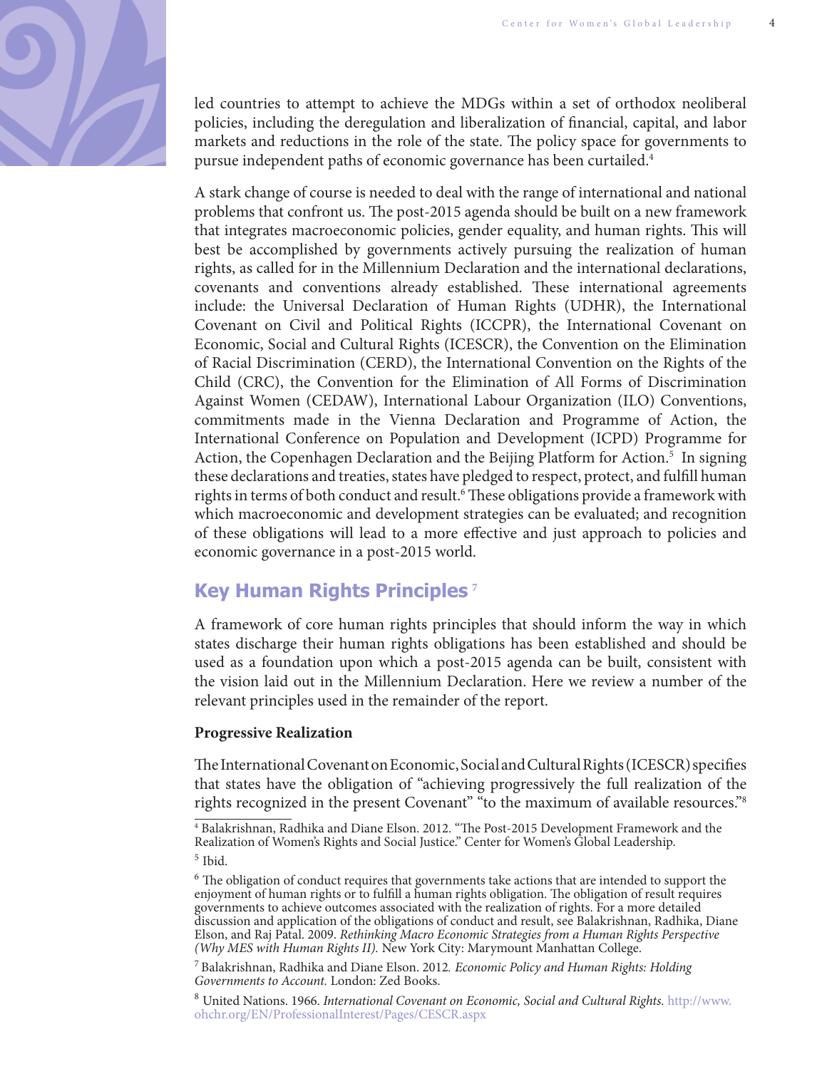led countries to attempt to achieve the MDGs within a set of orthodox neoliberal policies, including the deregulation and liberalization of financial, capital, and labor markets and reductions in the role of the state. The policy space for governments to pursue independent paths of economic governance has been curtailed.[4]

A stark change of course is needed to deal with the range of international and national problems that confront us. The post-2015 agenda should be built on a new framework that integrates macroeconomic policies, gender equality, and human rights. This will best be accomplished by governments actively pursuing the realization of human rights, as called for in the Millennium Declaration and the international declarations, covenants and conventions already established. These international agreements include: the Universal Declaration of Human Rights (UDHR), the International Covenant on Civil and Political Rights (ICCPR), the International Covenant on Economic, Social and Cultural Rights (ICESCR), the Convention on the Elimination of Racial Discrimination (CERD), the International Convention on the Rights of the Child (CRC), the Convention for the Elimination of All Forms of Discrimination Against Women (CEDAW), International Labour Organization (ILO) Conventions, commitments made in the Vienna Declaration and Programme of Action, the International Conference on Population and Development (ICPD) Programme for Action, the Copenhagen Declaration and the Beijing Platform for Action.[5] In signing these declarations and treaties, states have pledged to respect, protect, and fulfill human rights in terms of both conduct and result.[6] These obligations provide a framework with which macroeconomic and development strategies can be evaluated; and recognition of these obligations will lead to a more effective and just approach to policies and economic governance in a post-2015 world.

## Key Human Rights Principles [7]

A framework of core human rights principles that should inform the way in which states discharge their human rights obligations has been established and should be used as a foundation upon which a post-2015 agenda can be built, consistent with the vision laid out in the Millennium Declaration. Here we review a number of the relevant principles used in the remainder of the report.

### Progressive Realization

The International Covenant on Economic, Social and Cultural Rights (ICESCR) specifies that states have the obligation of "achieving progressively the full realization of the rights recognized in the present Covenant" "to the maximum of available resources."[8]

---

[4] Balakrishnan, Radhika and Diane Elson. 2012. "The Post-2015 Development Framework and the Realization of Women's Rights and Social Justice." Center for Women's Global Leadership.

[5] Ibid.

[6] The obligation of conduct requires that governments take actions that are intended to support the enjoyment of human rights or to fulfill a human rights obligation. The obligation of result requires governments to achieve outcomes associated with the realization of rights. For a more detailed discussion and application of the obligations of conduct and result, see Balakrishnan, Radhika, Diane Elson, and Raj Patal. 2009. *Rethinking Macro Economic Strategies from a Human Rights Perspective (Why MES with Human Rights II).* New York City: Marymount Manhattan College.

[7] Balakrishnan, Radhika and Diane Elson. 2012. *Economic Policy and Human Rights: Holding Governments to Account.* London: Zed Books.

[8] United Nations. 1966. *International Covenant on Economic, Social and Cultural Rights*. http://www.ohchr.org/EN/ProfessionalInterest/Pages/CESCR.aspx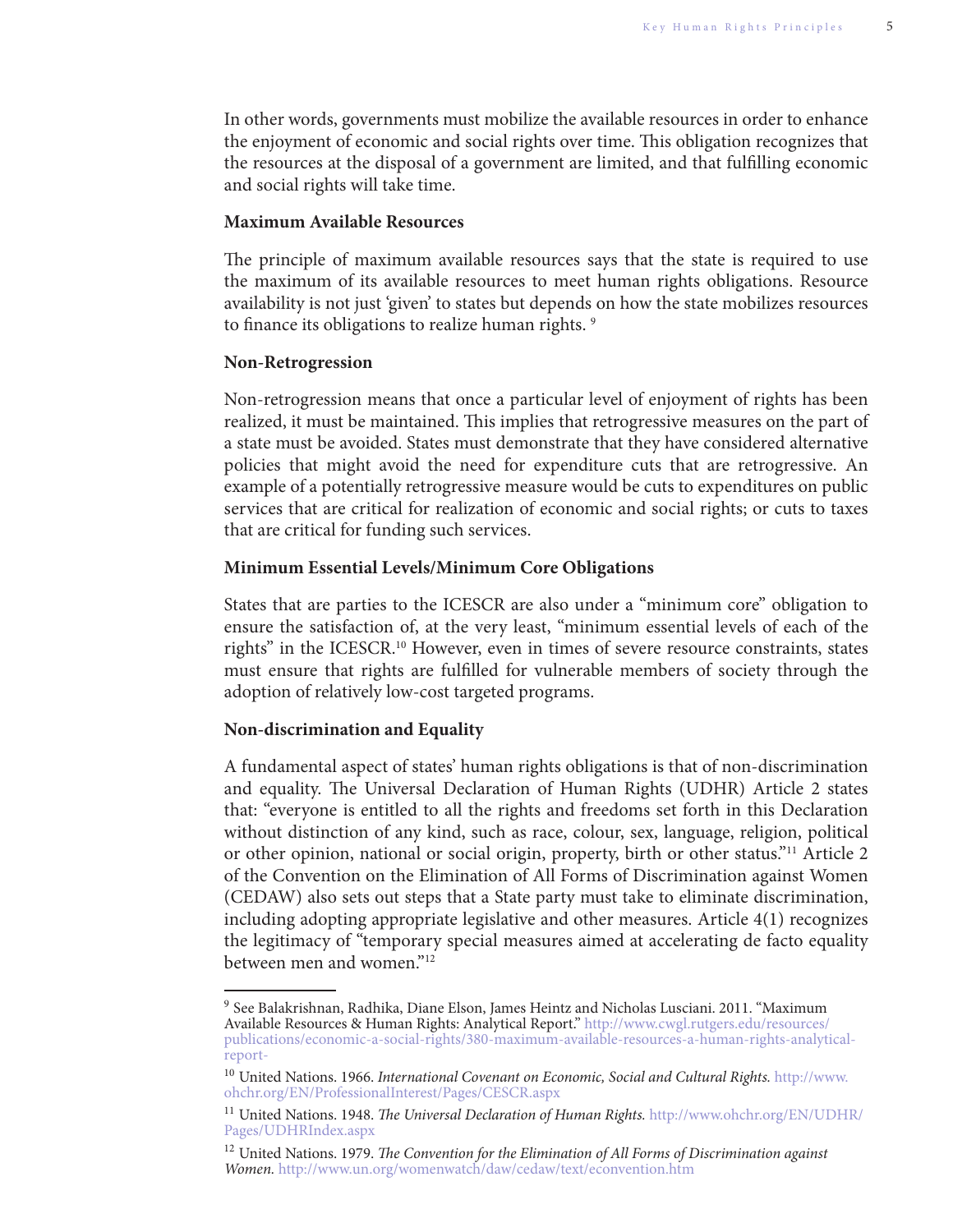In other words, governments must mobilize the available resources in order to enhance the enjoyment of economic and social rights over time. This obligation recognizes that the resources at the disposal of a government are limited, and that fulfilling economic and social rights will take time.

**Maximum Available Resources**

The principle of maximum available resources says that the state is required to use the maximum of its available resources to meet human rights obligations. Resource availability is not just 'given' to states but depends on how the state mobilizes resources to finance its obligations to realize human rights. [9]

**Non-Retrogression**

Non-retrogression means that once a particular level of enjoyment of rights has been realized, it must be maintained. This implies that retrogressive measures on the part of a state must be avoided. States must demonstrate that they have considered alternative policies that might avoid the need for expenditure cuts that are retrogressive. An example of a potentially retrogressive measure would be cuts to expenditures on public services that are critical for realization of economic and social rights; or cuts to taxes that are critical for funding such services.

**Minimum Essential Levels/Minimum Core Obligations**

States that are parties to the ICESCR are also under a "minimum core" obligation to ensure the satisfaction of, at the very least, "minimum essential levels of each of the rights" in the ICESCR.[10] However, even in times of severe resource constraints, states must ensure that rights are fulfilled for vulnerable members of society through the adoption of relatively low-cost targeted programs.

**Non-discrimination and Equality**

A fundamental aspect of states' human rights obligations is that of non-discrimination and equality. The Universal Declaration of Human Rights (UDHR) Article 2 states that: "everyone is entitled to all the rights and freedoms set forth in this Declaration without distinction of any kind, such as race, colour, sex, language, religion, political or other opinion, national or social origin, property, birth or other status."[11] Article 2 of the Convention on the Elimination of All Forms of Discrimination against Women (CEDAW) also sets out steps that a State party must take to eliminate discrimination, including adopting appropriate legislative and other measures. Article 4(1) recognizes the legitimacy of "temporary special measures aimed at accelerating de facto equality between men and women."[12]

---

[9] See Balakrishnan, Radhika, Diane Elson, James Heintz and Nicholas Lusciani. 2011. "Maximum Available Resources & Human Rights: Analytical Report." http://www.cwgl.rutgers.edu/resources/publications/economic-a-social-rights/380-maximum-available-resources-a-human-rights-analytical-report-

[10] United Nations. 1966. *International Covenant on Economic, Social and Cultural Rights.* http://www.ohchr.org/EN/ProfessionalInterest/Pages/CESCR.aspx

[11] United Nations. 1948. *The Universal Declaration of Human Rights.* http://www.ohchr.org/EN/UDHR/Pages/UDHRIndex.aspx

[12] United Nations. 1979. *The Convention for the Elimination of All Forms of Discrimination against Women.* http://www.un.org/womenwatch/daw/cedaw/text/econvention.htm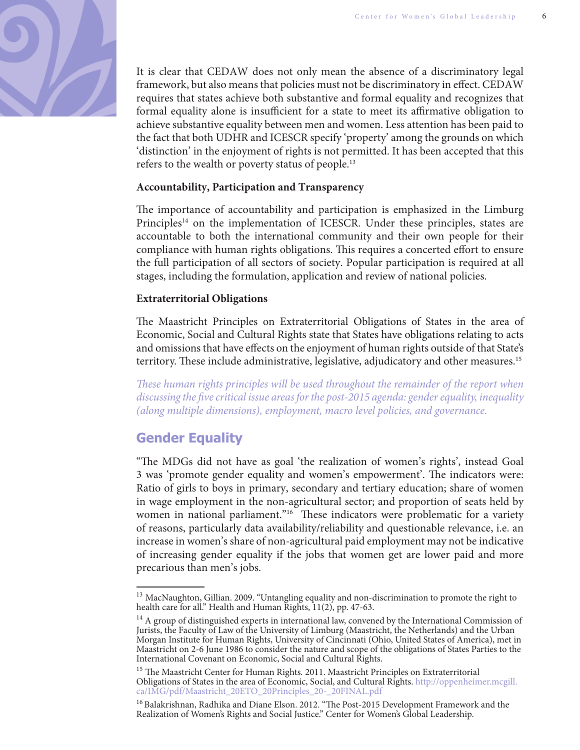It is clear that CEDAW does not only mean the absence of a discriminatory legal framework, but also means that policies must not be discriminatory in effect. CEDAW requires that states achieve both substantive and formal equality and recognizes that formal equality alone is insufficient for a state to meet its affirmative obligation to achieve substantive equality between men and women. Less attention has been paid to the fact that both UDHR and ICESCR specify 'property' among the grounds on which 'distinction' in the enjoyment of rights is not permitted. It has been accepted that this refers to the wealth or poverty status of people.[13]

**Accountability, Participation and Transparency**

The importance of accountability and participation is emphasized in the Limburg Principles[14] on the implementation of ICESCR. Under these principles, states are accountable to both the international community and their own people for their compliance with human rights obligations. This requires a concerted effort to ensure the full participation of all sectors of society. Popular participation is required at all stages, including the formulation, application and review of national policies.

**Extraterritorial Obligations**

The Maastricht Principles on Extraterritorial Obligations of States in the area of Economic, Social and Cultural Rights state that States have obligations relating to acts and omissions that have effects on the enjoyment of human rights outside of that State's territory. These include administrative, legislative, adjudicatory and other measures.[15]

*These human rights principles will be used throughout the remainder of the report when discussing the five critical issue areas for the post-2015 agenda: gender equality, inequality (along multiple dimensions), employment, macro level policies, and governance.*

## Gender Equality

"The MDGs did not have as goal 'the realization of women's rights', instead Goal 3 was 'promote gender equality and women's empowerment'. The indicators were: Ratio of girls to boys in primary, secondary and tertiary education; share of women in wage employment in the non-agricultural sector; and proportion of seats held by women in national parliament."[16] These indicators were problematic for a variety of reasons, particularly data availability/reliability and questionable relevance, i.e. an increase in women's share of non-agricultural paid employment may not be indicative of increasing gender equality if the jobs that women get are lower paid and more precarious than men's jobs.

---

[13] MacNaughton, Gillian. 2009. "Untangling equality and non-discrimination to promote the right to health care for all." Health and Human Rights, 11(2), pp. 47-63.

[14] A group of distinguished experts in international law, convened by the International Commission of Jurists, the Faculty of Law of the University of Limburg (Maastricht, the Netherlands) and the Urban Morgan Institute for Human Rights, University of Cincinnati (Ohio, United States of America), met in Maastricht on 2-6 June 1986 to consider the nature and scope of the obligations of States Parties to the International Covenant on Economic, Social and Cultural Rights.

[15] The Maastricht Center for Human Rights. 2011. Maastricht Principles on Extraterritorial Obligations of States in the area of Economic, Social, and Cultural Rights. http://oppenheimer.mcgill.ca/IMG/pdf/Maastricht_20ETO_20Principles_20-_20FINAL.pdf

[16] Balakrishnan, Radhika and Diane Elson. 2012. "The Post-2015 Development Framework and the Realization of Women's Rights and Social Justice." Center for Women's Global Leadership.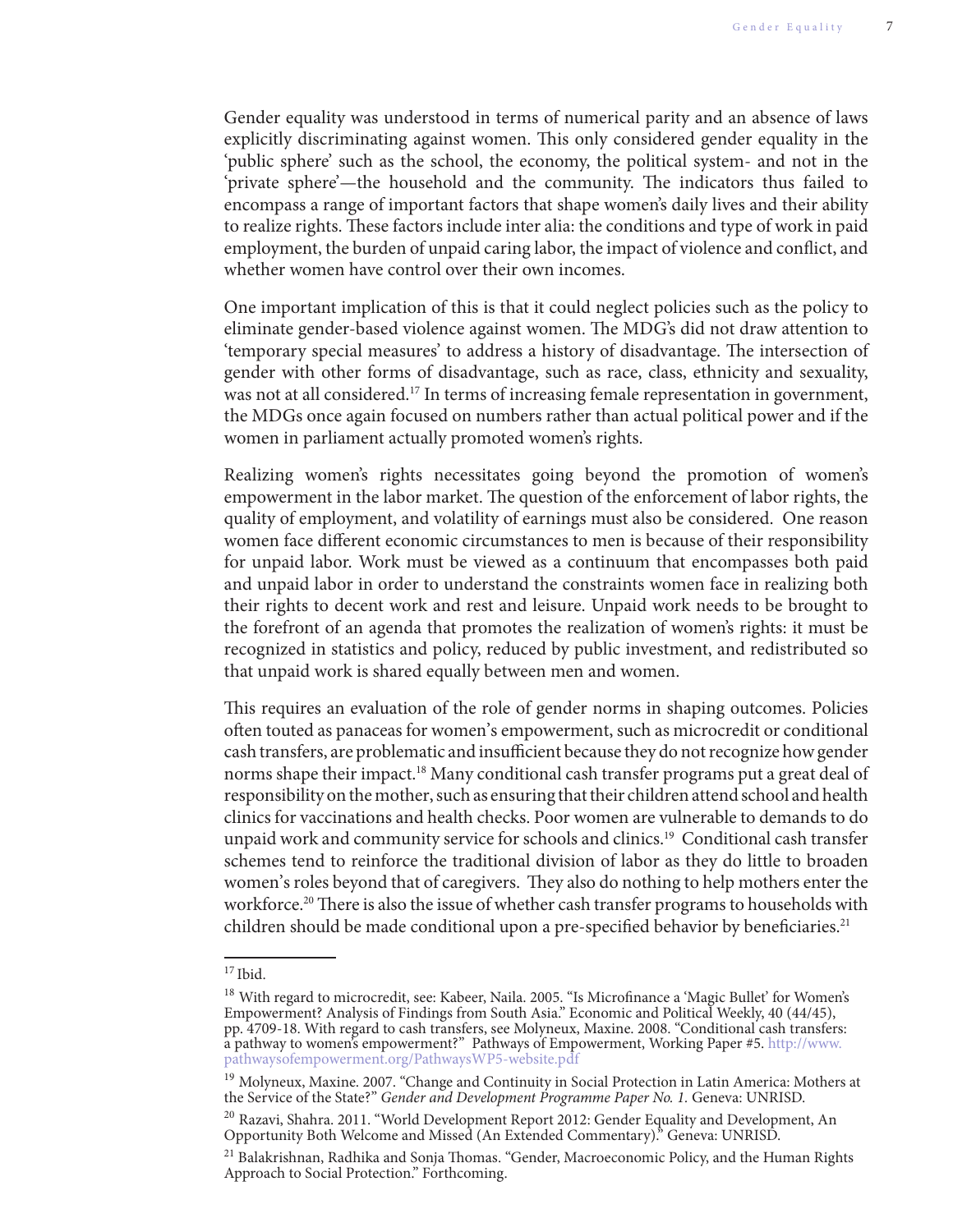Gender equality was understood in terms of numerical parity and an absence of laws explicitly discriminating against women. This only considered gender equality in the 'public sphere' such as the school, the economy, the political system- and not in the 'private sphere'—the household and the community. The indicators thus failed to encompass a range of important factors that shape women's daily lives and their ability to realize rights. These factors include inter alia: the conditions and type of work in paid employment, the burden of unpaid caring labor, the impact of violence and conflict, and whether women have control over their own incomes.

One important implication of this is that it could neglect policies such as the policy to eliminate gender-based violence against women. The MDG's did not draw attention to 'temporary special measures' to address a history of disadvantage. The intersection of gender with other forms of disadvantage, such as race, class, ethnicity and sexuality, was not at all considered.[17] In terms of increasing female representation in government, the MDGs once again focused on numbers rather than actual political power and if the women in parliament actually promoted women's rights.

Realizing women's rights necessitates going beyond the promotion of women's empowerment in the labor market. The question of the enforcement of labor rights, the quality of employment, and volatility of earnings must also be considered. One reason women face different economic circumstances to men is because of their responsibility for unpaid labor. Work must be viewed as a continuum that encompasses both paid and unpaid labor in order to understand the constraints women face in realizing both their rights to decent work and rest and leisure. Unpaid work needs to be brought to the forefront of an agenda that promotes the realization of women's rights: it must be recognized in statistics and policy, reduced by public investment, and redistributed so that unpaid work is shared equally between men and women.

This requires an evaluation of the role of gender norms in shaping outcomes. Policies often touted as panaceas for women's empowerment, such as microcredit or conditional cash transfers, are problematic and insufficient because they do not recognize how gender norms shape their impact.[18] Many conditional cash transfer programs put a great deal of responsibility on the mother, such as ensuring that their children attend school and health clinics for vaccinations and health checks. Poor women are vulnerable to demands to do unpaid work and community service for schools and clinics.[19] Conditional cash transfer schemes tend to reinforce the traditional division of labor as they do little to broaden women's roles beyond that of caregivers. They also do nothing to help mothers enter the workforce.[20] There is also the issue of whether cash transfer programs to households with children should be made conditional upon a pre-specified behavior by beneficiaries.[21]

---

[17] Ibid.

[18] With regard to microcredit, see: Kabeer, Naila. 2005. "Is Microfinance a 'Magic Bullet' for Women's Empowerment? Analysis of Findings from South Asia." Economic and Political Weekly, 40 (44/45), pp. 4709-18. With regard to cash transfers, see Molyneux, Maxine. 2008. "Conditional cash transfers: a pathway to women's empowerment?" Pathways of Empowerment, Working Paper #5. http://www.pathwaysofempowerment.org/PathwaysWP5-website.pdf

[19] Molyneux, Maxine. 2007. "Change and Continuity in Social Protection in Latin America: Mothers at the Service of the State?" *Gender and Development Programme Paper No. 1*. Geneva: UNRISD.

[20] Razavi, Shahra. 2011. "World Development Report 2012: Gender Equality and Development, An Opportunity Both Welcome and Missed (An Extended Commentary)." Geneva: UNRISD.

[21] Balakrishnan, Radhika and Sonja Thomas. "Gender, Macroeconomic Policy, and the Human Rights Approach to Social Protection." Forthcoming.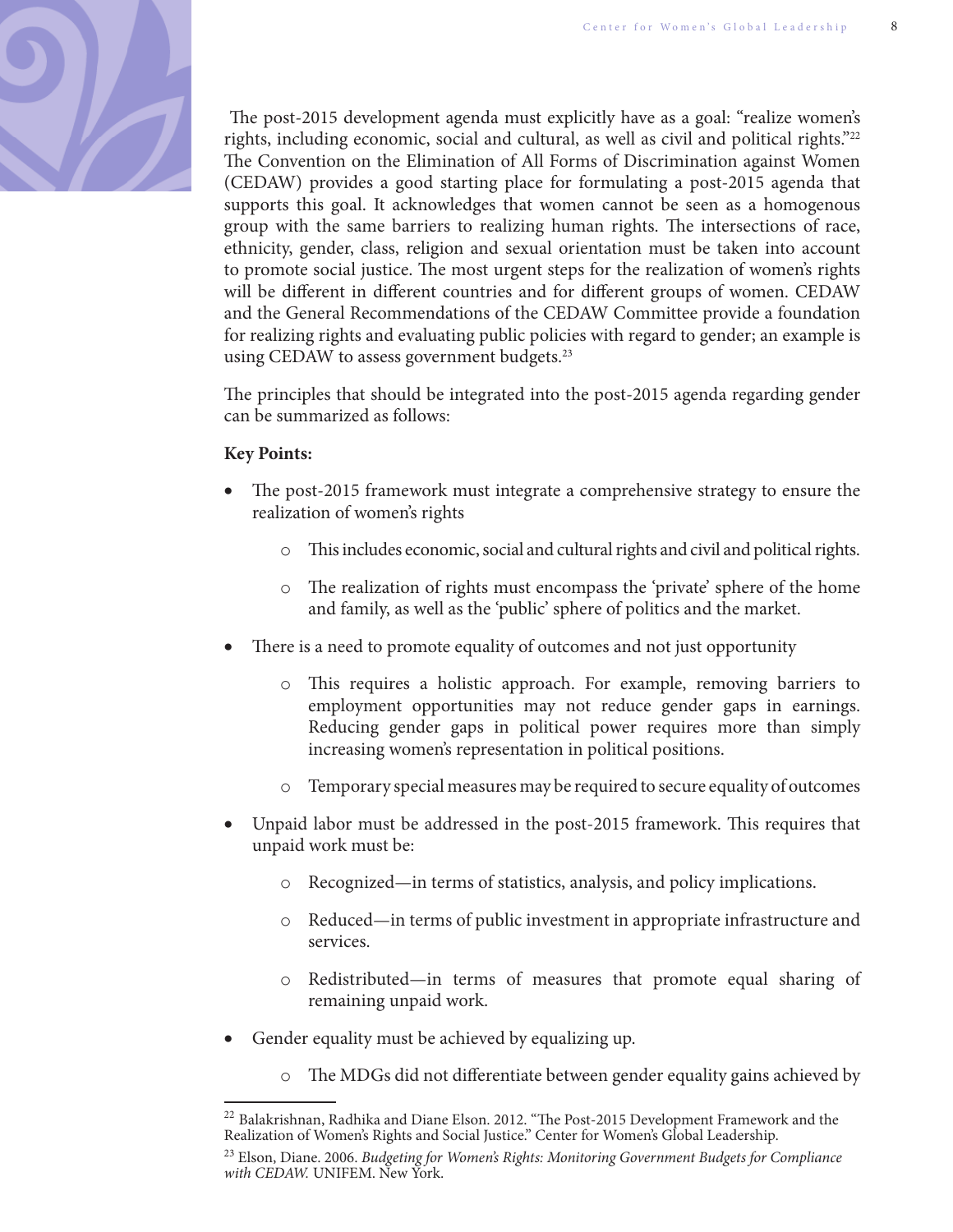The post-2015 development agenda must explicitly have as a goal: "realize women's rights, including economic, social and cultural, as well as civil and political rights."[22] The Convention on the Elimination of All Forms of Discrimination against Women (CEDAW) provides a good starting place for formulating a post-2015 agenda that supports this goal. It acknowledges that women cannot be seen as a homogenous group with the same barriers to realizing human rights. The intersections of race, ethnicity, gender, class, religion and sexual orientation must be taken into account to promote social justice. The most urgent steps for the realization of women's rights will be different in different countries and for different groups of women. CEDAW and the General Recommendations of the CEDAW Committee provide a foundation for realizing rights and evaluating public policies with regard to gender; an example is using CEDAW to assess government budgets.[23]

The principles that should be integrated into the post-2015 agenda regarding gender can be summarized as follows:

**Key Points:**

- The post-2015 framework must integrate a comprehensive strategy to ensure the realization of women's rights
    - This includes economic, social and cultural rights and civil and political rights.
    - The realization of rights must encompass the 'private' sphere of the home and family, as well as the 'public' sphere of politics and the market.
- There is a need to promote equality of outcomes and not just opportunity
    - This requires a holistic approach. For example, removing barriers to employment opportunities may not reduce gender gaps in earnings. Reducing gender gaps in political power requires more than simply increasing women's representation in political positions.
    - Temporary special measures may be required to secure equality of outcomes
- Unpaid labor must be addressed in the post-2015 framework. This requires that unpaid work must be:
    - Recognized—in terms of statistics, analysis, and policy implications.
    - Reduced—in terms of public investment in appropriate infrastructure and services.
    - Redistributed—in terms of measures that promote equal sharing of remaining unpaid work.
- Gender equality must be achieved by equalizing up.
    - The MDGs did not differentiate between gender equality gains achieved by

---

[22] Balakrishnan, Radhika and Diane Elson. 2012. "The Post-2015 Development Framework and the Realization of Women's Rights and Social Justice." Center for Women's Global Leadership.

[23] Elson, Diane. 2006. *Budgeting for Women's Rights: Monitoring Government Budgets for Compliance with CEDAW.* UNIFEM. New York.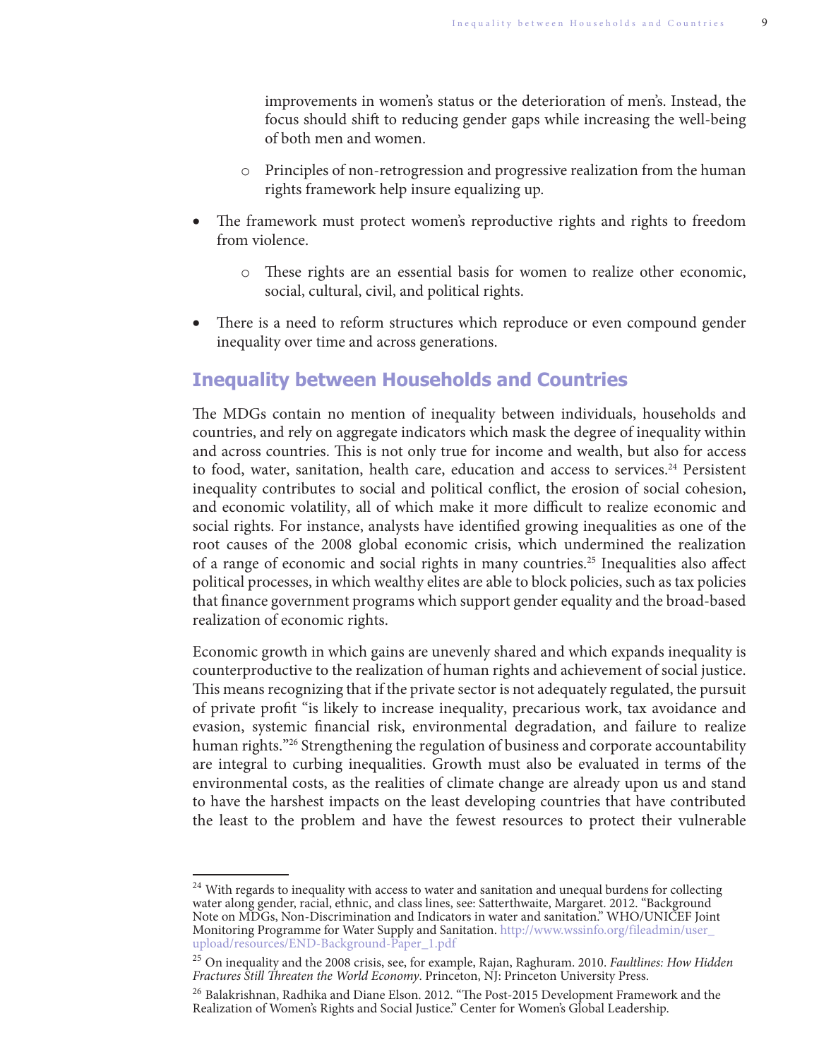improvements in women's status or the deterioration of men's. Instead, the focus should shift to reducing gender gaps while increasing the well-being of both men and women.

  - Principles of non-retrogression and progressive realization from the human rights framework help insure equalizing up.

- The framework must protect women's reproductive rights and rights to freedom from violence.
  - These rights are an essential basis for women to realize other economic, social, cultural, civil, and political rights.
- There is a need to reform structures which reproduce or even compound gender inequality over time and across generations.

## Inequality between Households and Countries

The MDGs contain no mention of inequality between individuals, households and countries, and rely on aggregate indicators which mask the degree of inequality within and across countries. This is not only true for income and wealth, but also for access to food, water, sanitation, health care, education and access to services.[24] Persistent inequality contributes to social and political conflict, the erosion of social cohesion, and economic volatility, all of which make it more difficult to realize economic and social rights. For instance, analysts have identified growing inequalities as one of the root causes of the 2008 global economic crisis, which undermined the realization of a range of economic and social rights in many countries.[25] Inequalities also affect political processes, in which wealthy elites are able to block policies, such as tax policies that finance government programs which support gender equality and the broad-based realization of economic rights.

Economic growth in which gains are unevenly shared and which expands inequality is counterproductive to the realization of human rights and achievement of social justice. This means recognizing that if the private sector is not adequately regulated, the pursuit of private profit "is likely to increase inequality, precarious work, tax avoidance and evasion, systemic financial risk, environmental degradation, and failure to realize human rights."[26] Strengthening the regulation of business and corporate accountability are integral to curbing inequalities. Growth must also be evaluated in terms of the environmental costs, as the realities of climate change are already upon us and stand to have the harshest impacts on the least developing countries that have contributed the least to the problem and have the fewest resources to protect their vulnerable

---

[24] With regards to inequality with access to water and sanitation and unequal burdens for collecting water along gender, racial, ethnic, and class lines, see: Satterthwaite, Margaret. 2012. "Background Note on MDGs, Non-Discrimination and Indicators in water and sanitation." WHO/UNICEF Joint Monitoring Programme for Water Supply and Sanitation. http://www.wssinfo.org/fileadmin/user_upload/resources/END-Background-Paper_1.pdf

[25] On inequality and the 2008 crisis, see, for example, Rajan, Raghuram. 2010. *Faultlines: How Hidden Fractures Still Threaten the World Economy*. Princeton, NJ: Princeton University Press.

[26] Balakrishnan, Radhika and Diane Elson. 2012. "The Post-2015 Development Framework and the Realization of Women's Rights and Social Justice." Center for Women's Global Leadership.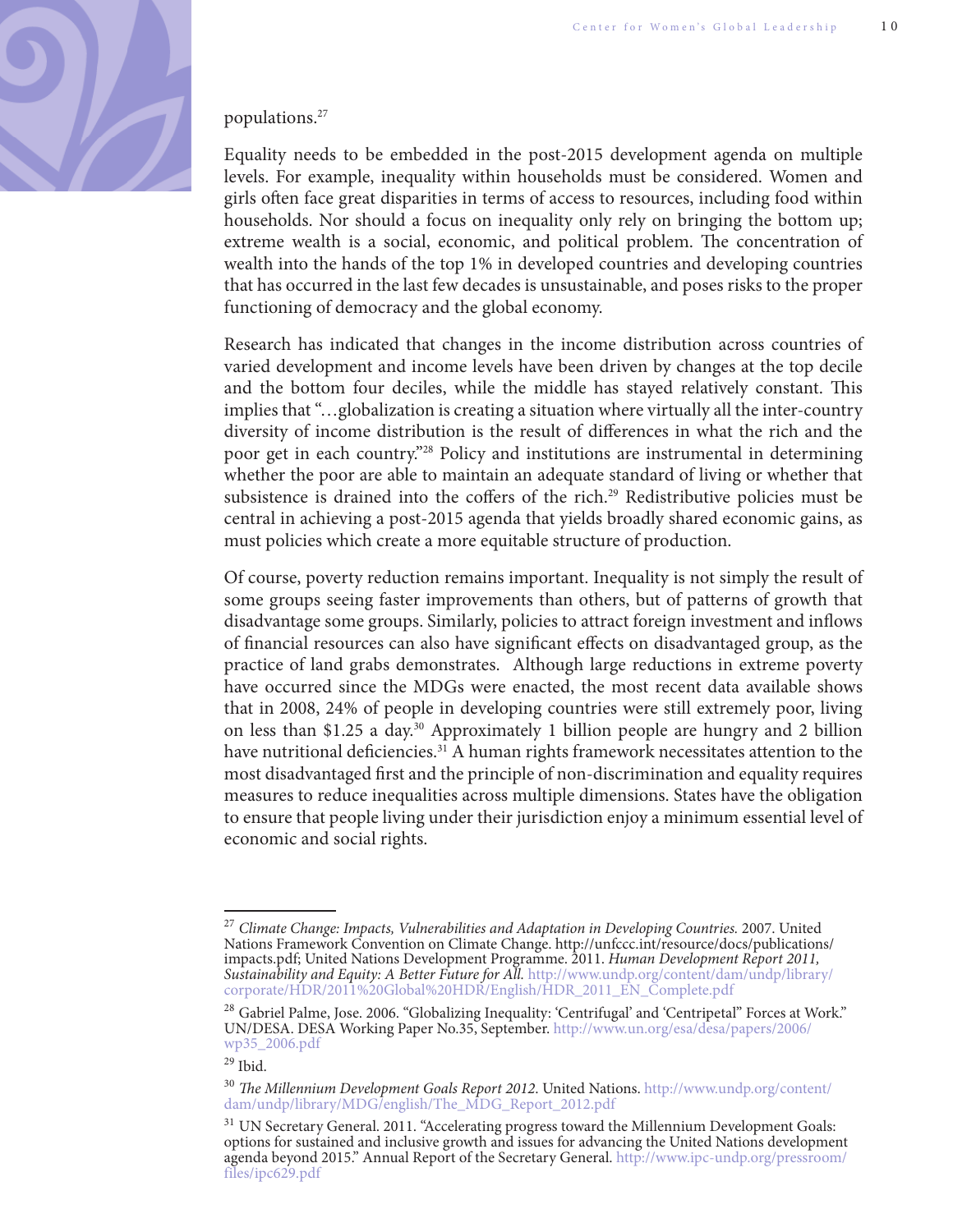populations.[27]

Equality needs to be embedded in the post-2015 development agenda on multiple levels. For example, inequality within households must be considered. Women and girls often face great disparities in terms of access to resources, including food within households. Nor should a focus on inequality only rely on bringing the bottom up; extreme wealth is a social, economic, and political problem. The concentration of wealth into the hands of the top 1% in developed countries and developing countries that has occurred in the last few decades is unsustainable, and poses risks to the proper functioning of democracy and the global economy.

Research has indicated that changes in the income distribution across countries of varied development and income levels have been driven by changes at the top decile and the bottom four deciles, while the middle has stayed relatively constant. This implies that "…globalization is creating a situation where virtually all the inter-country diversity of income distribution is the result of differences in what the rich and the poor get in each country."[28] Policy and institutions are instrumental in determining whether the poor are able to maintain an adequate standard of living or whether that subsistence is drained into the coffers of the rich.[29] Redistributive policies must be central in achieving a post-2015 agenda that yields broadly shared economic gains, as must policies which create a more equitable structure of production.

Of course, poverty reduction remains important. Inequality is not simply the result of some groups seeing faster improvements than others, but of patterns of growth that disadvantage some groups. Similarly, policies to attract foreign investment and inflows of financial resources can also have significant effects on disadvantaged group, as the practice of land grabs demonstrates. Although large reductions in extreme poverty have occurred since the MDGs were enacted, the most recent data available shows that in 2008, 24% of people in developing countries were still extremely poor, living on less than $1.25 a day.[30] Approximately 1 billion people are hungry and 2 billion have nutritional deficiencies.[31] A human rights framework necessitates attention to the most disadvantaged first and the principle of non-discrimination and equality requires measures to reduce inequalities across multiple dimensions. States have the obligation to ensure that people living under their jurisdiction enjoy a minimum essential level of economic and social rights.

---

[27] *Climate Change: Impacts, Vulnerabilities and Adaptation in Developing Countries.* 2007. United Nations Framework Convention on Climate Change. http://unfccc.int/resource/docs/publications/impacts.pdf; United Nations Development Programme. 2011. *Human Development Report 2011, Sustainability and Equity: A Better Future for All.* http://www.undp.org/content/dam/undp/library/corporate/HDR/2011%20Global%20HDR/English/HDR_2011_EN_Complete.pdf

[28] Gabriel Palme, Jose. 2006. "Globalizing Inequality: 'Centrifugal' and 'Centripetal" Forces at Work." UN/DESA. DESA Working Paper No.35, September. http://www.un.org/esa/desa/papers/2006/wp35_2006.pdf

[29] Ibid.

[30] *The Millennium Development Goals Report 2012.* United Nations. http://www.undp.org/content/dam/undp/library/MDG/english/The_MDG_Report_2012.pdf

[31] UN Secretary General. 2011. "Accelerating progress toward the Millennium Development Goals: options for sustained and inclusive growth and issues for advancing the United Nations development agenda beyond 2015." Annual Report of the Secretary General. http://www.ipc-undp.org/pressroom/files/ipc629.pdf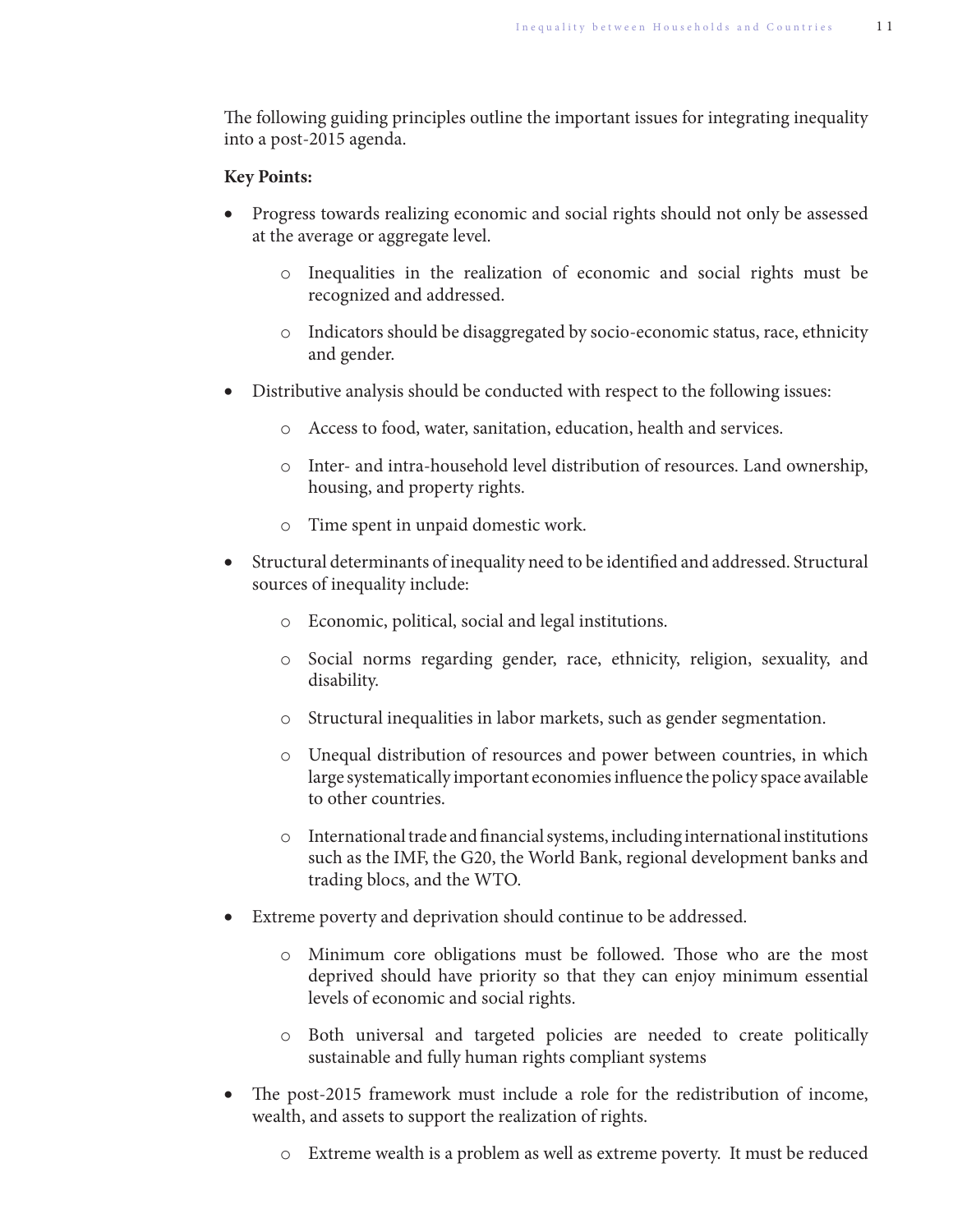The following guiding principles outline the important issues for integrating inequality into a post-2015 agenda.

**Key Points:**

- Progress towards realizing economic and social rights should not only be assessed at the average or aggregate level.
    - Inequalities in the realization of economic and social rights must be recognized and addressed.
    - Indicators should be disaggregated by socio-economic status, race, ethnicity and gender.
- Distributive analysis should be conducted with respect to the following issues:
    - Access to food, water, sanitation, education, health and services.
    - Inter- and intra-household level distribution of resources. Land ownership, housing, and property rights.
    - Time spent in unpaid domestic work.
- Structural determinants of inequality need to be identified and addressed. Structural sources of inequality include:
    - Economic, political, social and legal institutions.
    - Social norms regarding gender, race, ethnicity, religion, sexuality, and disability.
    - Structural inequalities in labor markets, such as gender segmentation.
    - Unequal distribution of resources and power between countries, in which large systematically important economies influence the policy space available to other countries.
    - International trade and financial systems, including international institutions such as the IMF, the G20, the World Bank, regional development banks and trading blocs, and the WTO.
- Extreme poverty and deprivation should continue to be addressed.
    - Minimum core obligations must be followed. Those who are the most deprived should have priority so that they can enjoy minimum essential levels of economic and social rights.
    - Both universal and targeted policies are needed to create politically sustainable and fully human rights compliant systems
- The post-2015 framework must include a role for the redistribution of income, wealth, and assets to support the realization of rights.
    - Extreme wealth is a problem as well as extreme poverty. It must be reduced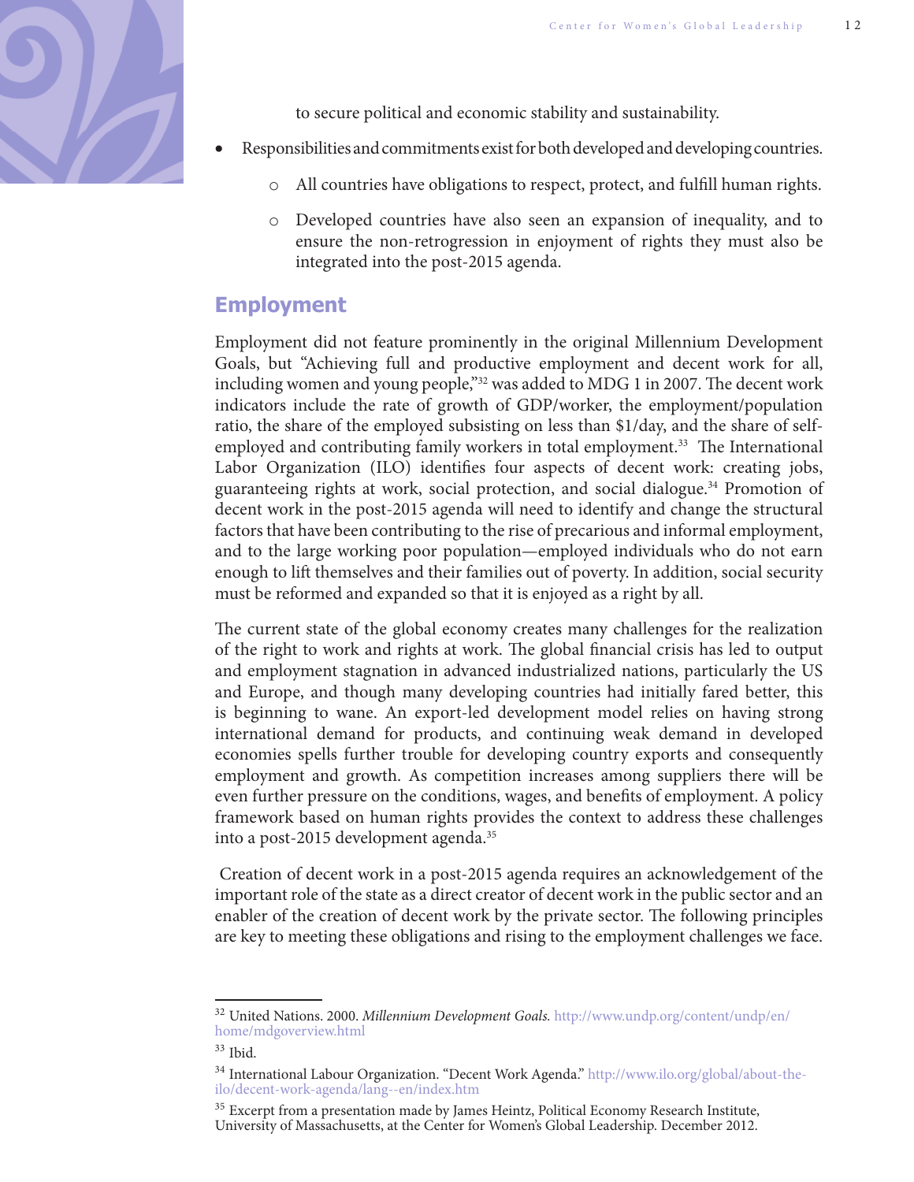to secure political and economic stability and sustainability.

- Responsibilities and commitments exist for both developed and developing countries.
  - All countries have obligations to respect, protect, and fulfill human rights.
  - Developed countries have also seen an expansion of inequality, and to ensure the non-retrogression in enjoyment of rights they must also be integrated into the post-2015 agenda.

## Employment

Employment did not feature prominently in the original Millennium Development Goals, but "Achieving full and productive employment and decent work for all, including women and young people,"[32] was added to MDG 1 in 2007. The decent work indicators include the rate of growth of GDP/worker, the employment/population ratio, the share of the employed subsisting on less than $1/day, and the share of self-employed and contributing family workers in total employment.[33] The International Labor Organization (ILO) identifies four aspects of decent work: creating jobs, guaranteeing rights at work, social protection, and social dialogue.[34] Promotion of decent work in the post-2015 agenda will need to identify and change the structural factors that have been contributing to the rise of precarious and informal employment, and to the large working poor population—employed individuals who do not earn enough to lift themselves and their families out of poverty. In addition, social security must be reformed and expanded so that it is enjoyed as a right by all.

The current state of the global economy creates many challenges for the realization of the right to work and rights at work. The global financial crisis has led to output and employment stagnation in advanced industrialized nations, particularly the US and Europe, and though many developing countries had initially fared better, this is beginning to wane. An export-led development model relies on having strong international demand for products, and continuing weak demand in developed economies spells further trouble for developing country exports and consequently employment and growth. As competition increases among suppliers there will be even further pressure on the conditions, wages, and benefits of employment. A policy framework based on human rights provides the context to address these challenges into a post-2015 development agenda.[35]

Creation of decent work in a post-2015 agenda requires an acknowledgement of the important role of the state as a direct creator of decent work in the public sector and an enabler of the creation of decent work by the private sector. The following principles are key to meeting these obligations and rising to the employment challenges we face.

---

[32] United Nations. 2000. *Millennium Development Goals.* http://www.undp.org/content/undp/en/home/mdgoverview.html

[33] Ibid.

[34] International Labour Organization. "Decent Work Agenda." http://www.ilo.org/global/about-the-ilo/decent-work-agenda/lang--en/index.htm

[35] Excerpt from a presentation made by James Heintz, Political Economy Research Institute, University of Massachusetts, at the Center for Women's Global Leadership. December 2012.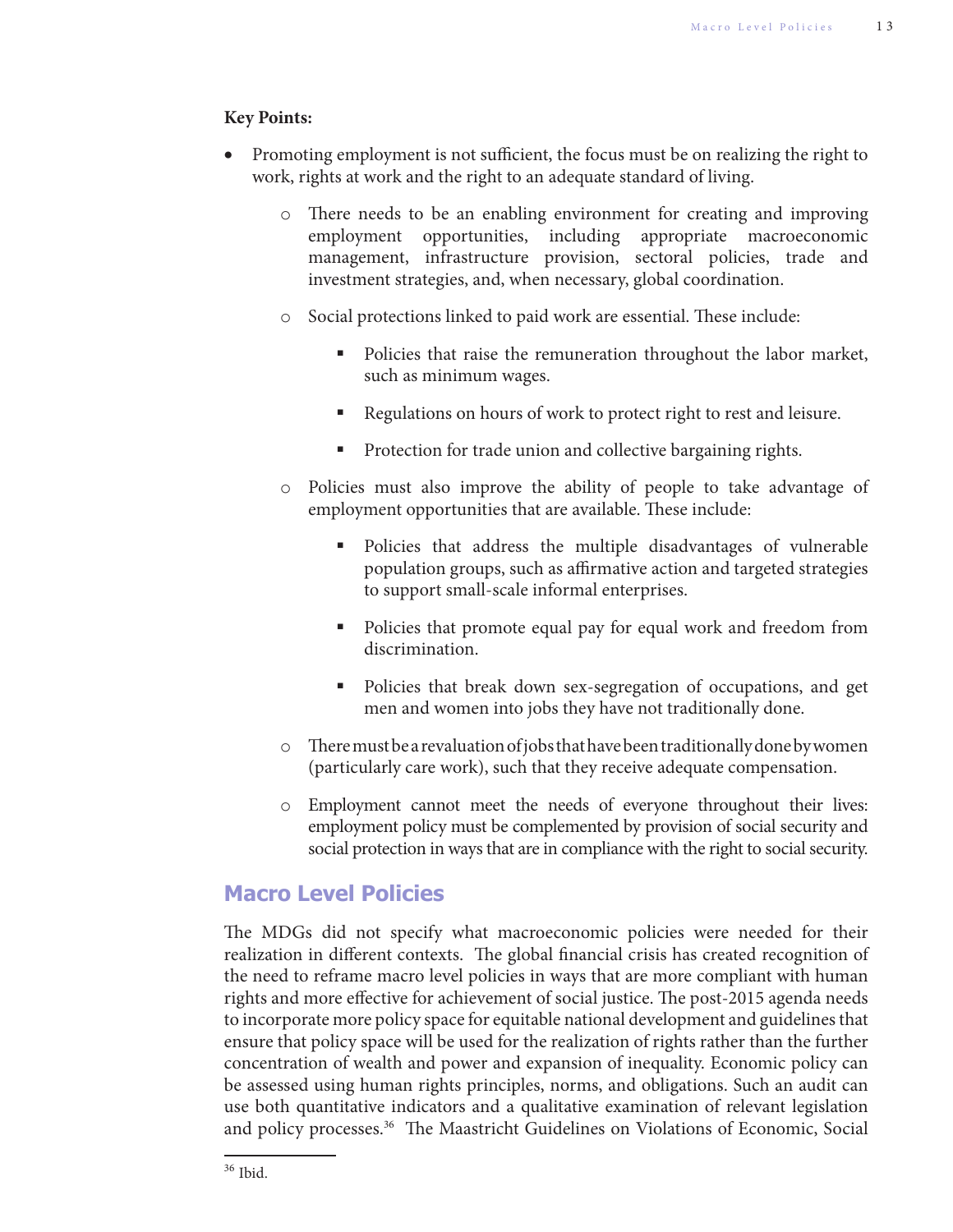**Key Points:**

- Promoting employment is not sufficient, the focus must be on realizing the right to work, rights at work and the right to an adequate standard of living.
    - There needs to be an enabling environment for creating and improving employment opportunities, including appropriate macroeconomic management, infrastructure provision, sectoral policies, trade and investment strategies, and, when necessary, global coordination.
    - Social protections linked to paid work are essential. These include:
        - Policies that raise the remuneration throughout the labor market, such as minimum wages.
        - Regulations on hours of work to protect right to rest and leisure.
        - Protection for trade union and collective bargaining rights.
    - Policies must also improve the ability of people to take advantage of employment opportunities that are available. These include:
        - Policies that address the multiple disadvantages of vulnerable population groups, such as affirmative action and targeted strategies to support small-scale informal enterprises.
        - Policies that promote equal pay for equal work and freedom from discrimination.
        - Policies that break down sex-segregation of occupations, and get men and women into jobs they have not traditionally done.
    - There must be a revaluation of jobs that have been traditionally done by women (particularly care work), such that they receive adequate compensation.
    - Employment cannot meet the needs of everyone throughout their lives: employment policy must be complemented by provision of social security and social protection in ways that are in compliance with the right to social security.

## Macro Level Policies

The MDGs did not specify what macroeconomic policies were needed for their realization in different contexts. The global financial crisis has created recognition of the need to reframe macro level policies in ways that are more compliant with human rights and more effective for achievement of social justice. The post-2015 agenda needs to incorporate more policy space for equitable national development and guidelines that ensure that policy space will be used for the realization of rights rather than the further concentration of wealth and power and expansion of inequality. Economic policy can be assessed using human rights principles, norms, and obligations. Such an audit can use both quantitative indicators and a qualitative examination of relevant legislation and policy processes.[36] The Maastricht Guidelines on Violations of Economic, Social

[36] Ibid.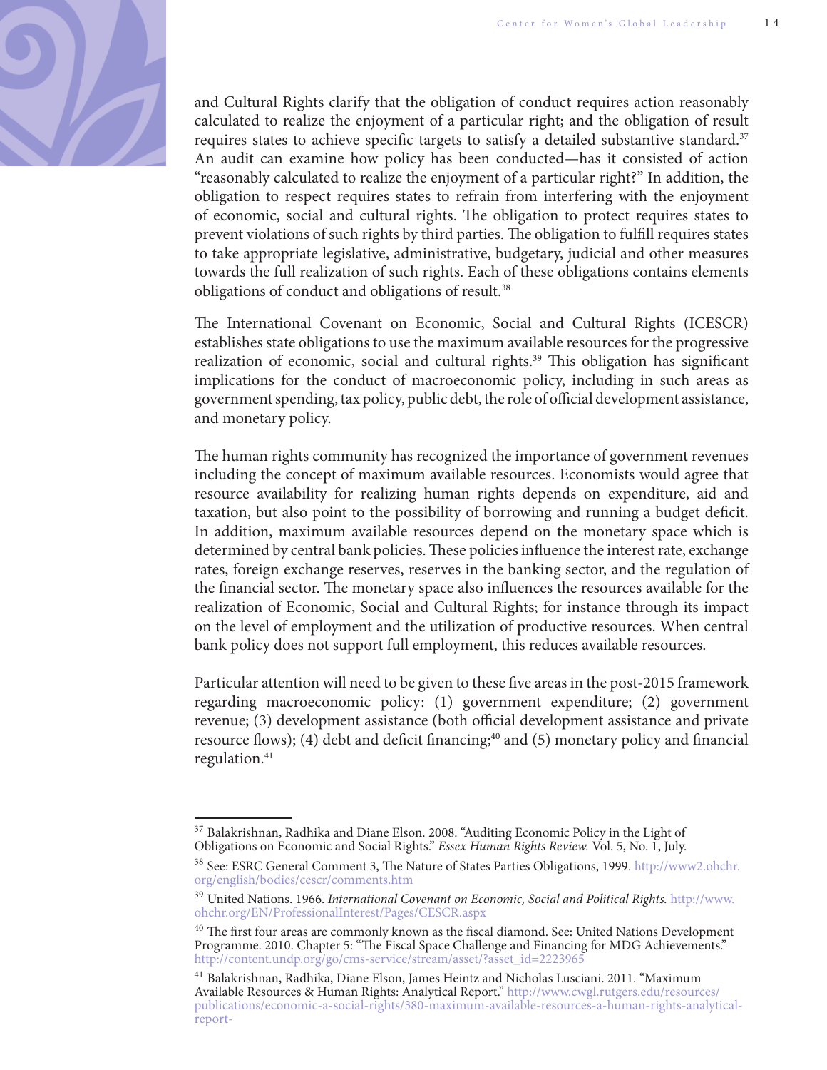and Cultural Rights clarify that the obligation of conduct requires action reasonably calculated to realize the enjoyment of a particular right; and the obligation of result requires states to achieve specific targets to satisfy a detailed substantive standard.[37] An audit can examine how policy has been conducted—has it consisted of action "reasonably calculated to realize the enjoyment of a particular right?" In addition, the obligation to respect requires states to refrain from interfering with the enjoyment of economic, social and cultural rights. The obligation to protect requires states to prevent violations of such rights by third parties. The obligation to fulfill requires states to take appropriate legislative, administrative, budgetary, judicial and other measures towards the full realization of such rights. Each of these obligations contains elements obligations of conduct and obligations of result.[38]

The International Covenant on Economic, Social and Cultural Rights (ICESCR) establishes state obligations to use the maximum available resources for the progressive realization of economic, social and cultural rights.[39] This obligation has significant implications for the conduct of macroeconomic policy, including in such areas as government spending, tax policy, public debt, the role of official development assistance, and monetary policy.

The human rights community has recognized the importance of government revenues including the concept of maximum available resources. Economists would agree that resource availability for realizing human rights depends on expenditure, aid and taxation, but also point to the possibility of borrowing and running a budget deficit. In addition, maximum available resources depend on the monetary space which is determined by central bank policies. These policies influence the interest rate, exchange rates, foreign exchange reserves, reserves in the banking sector, and the regulation of the financial sector. The monetary space also influences the resources available for the realization of Economic, Social and Cultural Rights; for instance through its impact on the level of employment and the utilization of productive resources. When central bank policy does not support full employment, this reduces available resources.

Particular attention will need to be given to these five areas in the post-2015 framework regarding macroeconomic policy: (1) government expenditure; (2) government revenue; (3) development assistance (both official development assistance and private resource flows); (4) debt and deficit financing;[40] and (5) monetary policy and financial regulation.[41]

---

[37] Balakrishnan, Radhika and Diane Elson. 2008. "Auditing Economic Policy in the Light of Obligations on Economic and Social Rights." *Essex Human Rights Review.* Vol. 5, No. 1, July.

[38] See: ESRC General Comment 3, The Nature of States Parties Obligations, 1999. http://www2.ohchr.org/english/bodies/cescr/comments.htm

[39] United Nations. 1966. *International Covenant on Economic, Social and Political Rights.* http://www.ohchr.org/EN/ProfessionalInterest/Pages/CESCR.aspx

[40] The first four areas are commonly known as the fiscal diamond. See: United Nations Development Programme. 2010. Chapter 5: "The Fiscal Space Challenge and Financing for MDG Achievements." http://content.undp.org/go/cms-service/stream/asset/?asset_id=2223965

[41] Balakrishnan, Radhika, Diane Elson, James Heintz and Nicholas Lusciani. 2011. "Maximum Available Resources & Human Rights: Analytical Report." http://www.cwgl.rutgers.edu/resources/publications/economic-a-social-rights/380-maximum-available-resources-a-human-rights-analytical-report-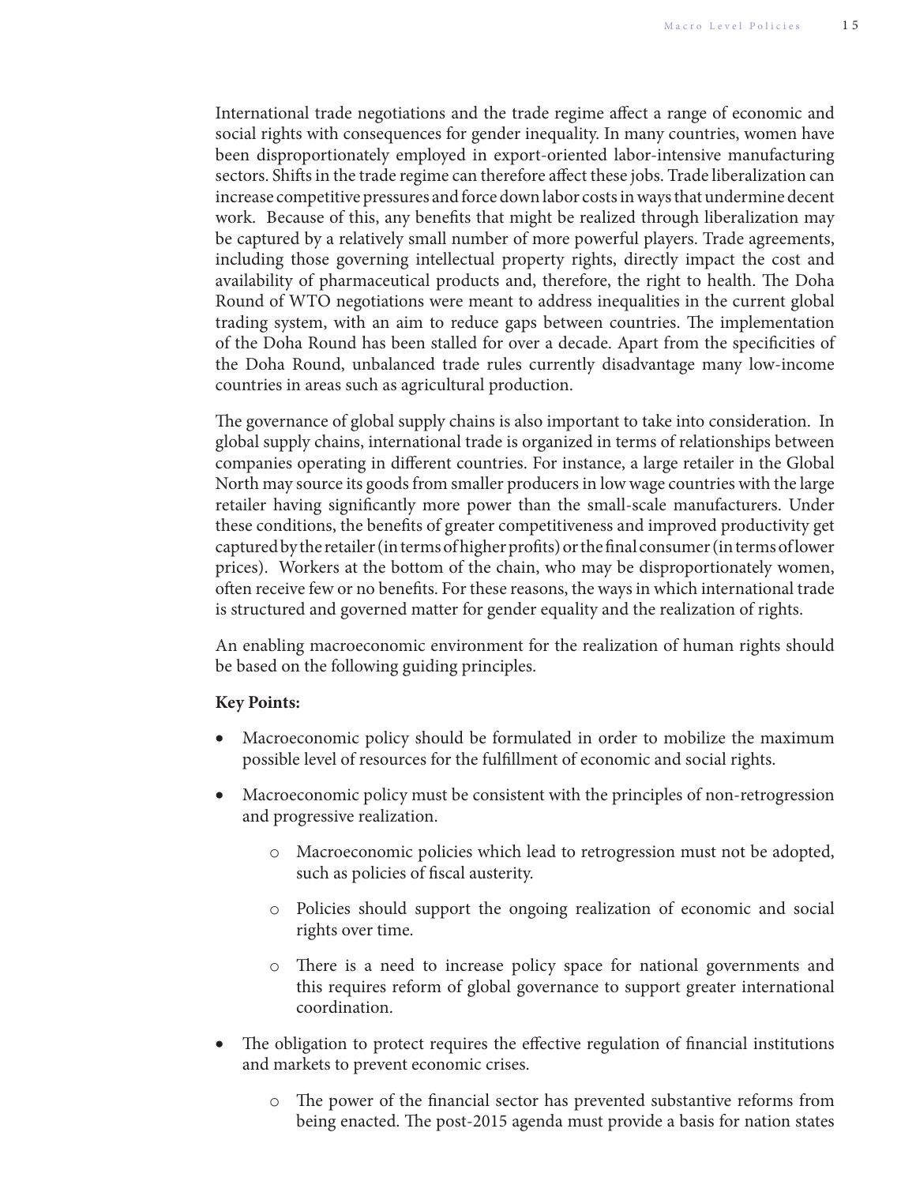International trade negotiations and the trade regime affect a range of economic and social rights with consequences for gender inequality. In many countries, women have been disproportionately employed in export-oriented labor-intensive manufacturing sectors. Shifts in the trade regime can therefore affect these jobs. Trade liberalization can increase competitive pressures and force down labor costs in ways that undermine decent work. Because of this, any benefits that might be realized through liberalization may be captured by a relatively small number of more powerful players. Trade agreements, including those governing intellectual property rights, directly impact the cost and availability of pharmaceutical products and, therefore, the right to health. The Doha Round of WTO negotiations were meant to address inequalities in the current global trading system, with an aim to reduce gaps between countries. The implementation of the Doha Round has been stalled for over a decade. Apart from the specificities of the Doha Round, unbalanced trade rules currently disadvantage many low-income countries in areas such as agricultural production.

The governance of global supply chains is also important to take into consideration. In global supply chains, international trade is organized in terms of relationships between companies operating in different countries. For instance, a large retailer in the Global North may source its goods from smaller producers in low wage countries with the large retailer having significantly more power than the small-scale manufacturers. Under these conditions, the benefits of greater competitiveness and improved productivity get captured by the retailer (in terms of higher profits) or the final consumer (in terms of lower prices). Workers at the bottom of the chain, who may be disproportionately women, often receive few or no benefits. For these reasons, the ways in which international trade is structured and governed matter for gender equality and the realization of rights.

An enabling macroeconomic environment for the realization of human rights should be based on the following guiding principles.

**Key Points:**

- Macroeconomic policy should be formulated in order to mobilize the maximum possible level of resources for the fulfillment of economic and social rights.
- Macroeconomic policy must be consistent with the principles of non-retrogression and progressive realization.
  - Macroeconomic policies which lead to retrogression must not be adopted, such as policies of fiscal austerity.
  - Policies should support the ongoing realization of economic and social rights over time.
  - There is a need to increase policy space for national governments and this requires reform of global governance to support greater international coordination.
- The obligation to protect requires the effective regulation of financial institutions and markets to prevent economic crises.
  - The power of the financial sector has prevented substantive reforms from being enacted. The post-2015 agenda must provide a basis for nation states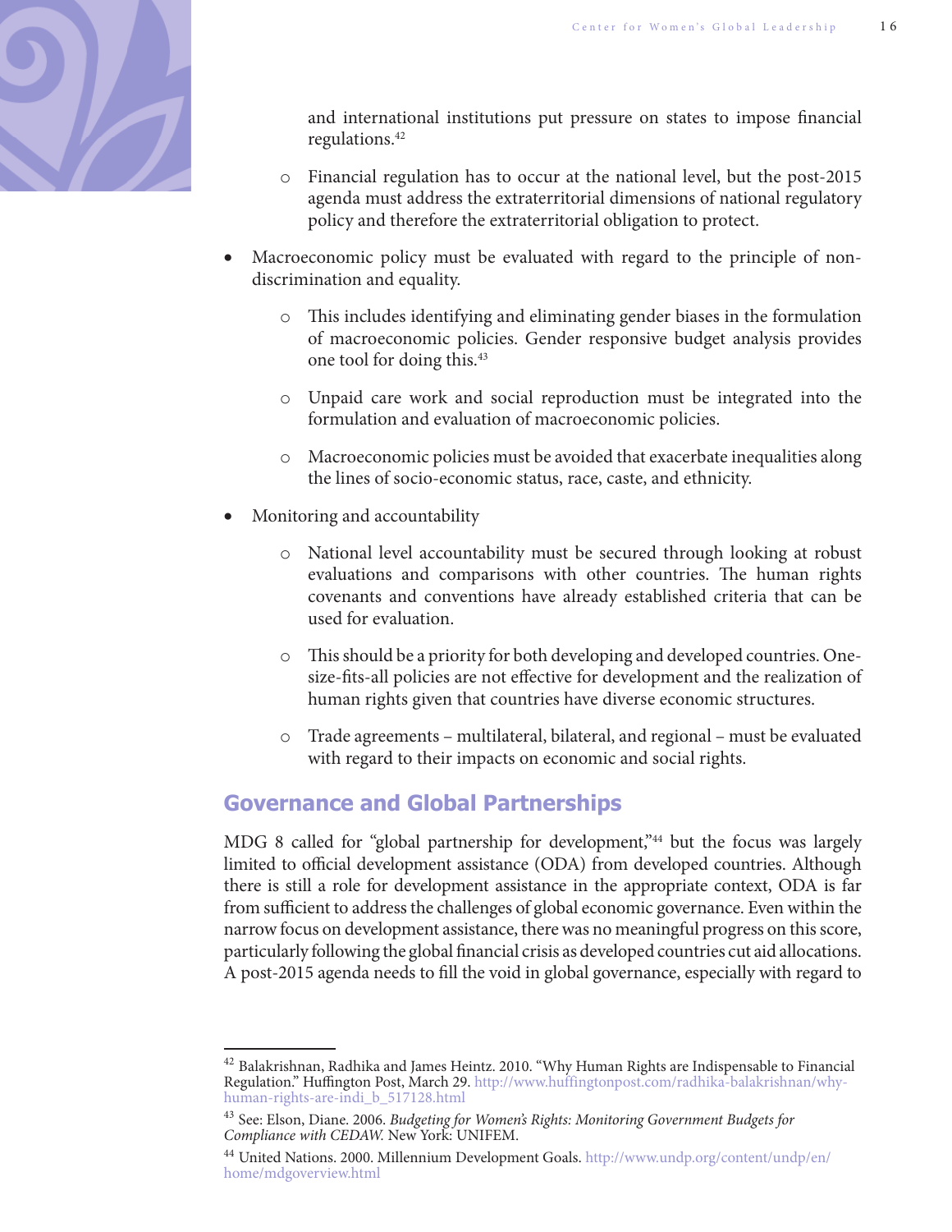and international institutions put pressure on states to impose financial regulations.[42]

  - Financial regulation has to occur at the national level, but the post-2015 agenda must address the extraterritorial dimensions of national regulatory policy and therefore the extraterritorial obligation to protect.

- Macroeconomic policy must be evaluated with regard to the principle of non-discrimination and equality.
  - This includes identifying and eliminating gender biases in the formulation of macroeconomic policies. Gender responsive budget analysis provides one tool for doing this.[43]
  - Unpaid care work and social reproduction must be integrated into the formulation and evaluation of macroeconomic policies.
  - Macroeconomic policies must be avoided that exacerbate inequalities along the lines of socio-economic status, race, caste, and ethnicity.

- Monitoring and accountability
  - National level accountability must be secured through looking at robust evaluations and comparisons with other countries. The human rights covenants and conventions have already established criteria that can be used for evaluation.
  - This should be a priority for both developing and developed countries. One-size-fits-all policies are not effective for development and the realization of human rights given that countries have diverse economic structures.
  - Trade agreements – multilateral, bilateral, and regional – must be evaluated with regard to their impacts on economic and social rights.

## Governance and Global Partnerships

MDG 8 called for "global partnership for development,"[44] but the focus was largely limited to official development assistance (ODA) from developed countries. Although there is still a role for development assistance in the appropriate context, ODA is far from sufficient to address the challenges of global economic governance. Even within the narrow focus on development assistance, there was no meaningful progress on this score, particularly following the global financial crisis as developed countries cut aid allocations. A post-2015 agenda needs to fill the void in global governance, especially with regard to

---

[42] Balakrishnan, Radhika and James Heintz. 2010. "Why Human Rights are Indispensable to Financial Regulation." Huffington Post, March 29. http://www.huffingtonpost.com/radhika-balakrishnan/why-human-rights-are-indi_b_517128.html

[43] See: Elson, Diane. 2006. *Budgeting for Women's Rights: Monitoring Government Budgets for Compliance with CEDAW.* New York: UNIFEM.

[44] United Nations. 2000. Millennium Development Goals. http://www.undp.org/content/undp/en/home/mdgoverview.html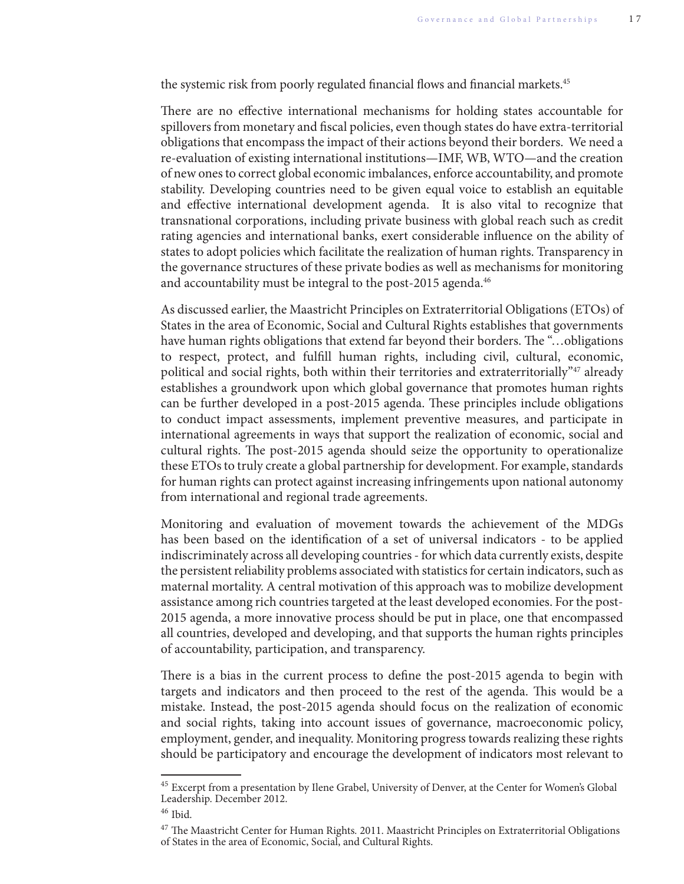the systemic risk from poorly regulated financial flows and financial markets.[45]

There are no effective international mechanisms for holding states accountable for spillovers from monetary and fiscal policies, even though states do have extra-territorial obligations that encompass the impact of their actions beyond their borders. We need a re-evaluation of existing international institutions—IMF, WB, WTO—and the creation of new ones to correct global economic imbalances, enforce accountability, and promote stability. Developing countries need to be given equal voice to establish an equitable and effective international development agenda. It is also vital to recognize that transnational corporations, including private business with global reach such as credit rating agencies and international banks, exert considerable influence on the ability of states to adopt policies which facilitate the realization of human rights. Transparency in the governance structures of these private bodies as well as mechanisms for monitoring and accountability must be integral to the post-2015 agenda.[46]

As discussed earlier, the Maastricht Principles on Extraterritorial Obligations (ETOs) of States in the area of Economic, Social and Cultural Rights establishes that governments have human rights obligations that extend far beyond their borders. The "…obligations to respect, protect, and fulfill human rights, including civil, cultural, economic, political and social rights, both within their territories and extraterritorially"[47] already establishes a groundwork upon which global governance that promotes human rights can be further developed in a post-2015 agenda. These principles include obligations to conduct impact assessments, implement preventive measures, and participate in international agreements in ways that support the realization of economic, social and cultural rights. The post-2015 agenda should seize the opportunity to operationalize these ETOs to truly create a global partnership for development. For example, standards for human rights can protect against increasing infringements upon national autonomy from international and regional trade agreements.

Monitoring and evaluation of movement towards the achievement of the MDGs has been based on the identification of a set of universal indicators - to be applied indiscriminately across all developing countries - for which data currently exists, despite the persistent reliability problems associated with statistics for certain indicators, such as maternal mortality. A central motivation of this approach was to mobilize development assistance among rich countries targeted at the least developed economies. For the post-2015 agenda, a more innovative process should be put in place, one that encompassed all countries, developed and developing, and that supports the human rights principles of accountability, participation, and transparency.

There is a bias in the current process to define the post-2015 agenda to begin with targets and indicators and then proceed to the rest of the agenda. This would be a mistake. Instead, the post-2015 agenda should focus on the realization of economic and social rights, taking into account issues of governance, macroeconomic policy, employment, gender, and inequality. Monitoring progress towards realizing these rights should be participatory and encourage the development of indicators most relevant to

---

[45] Excerpt from a presentation by Ilene Grabel, University of Denver, at the Center for Women's Global Leadership. December 2012.

[46] Ibid.

[47] The Maastricht Center for Human Rights. 2011. Maastricht Principles on Extraterritorial Obligations of States in the area of Economic, Social, and Cultural Rights.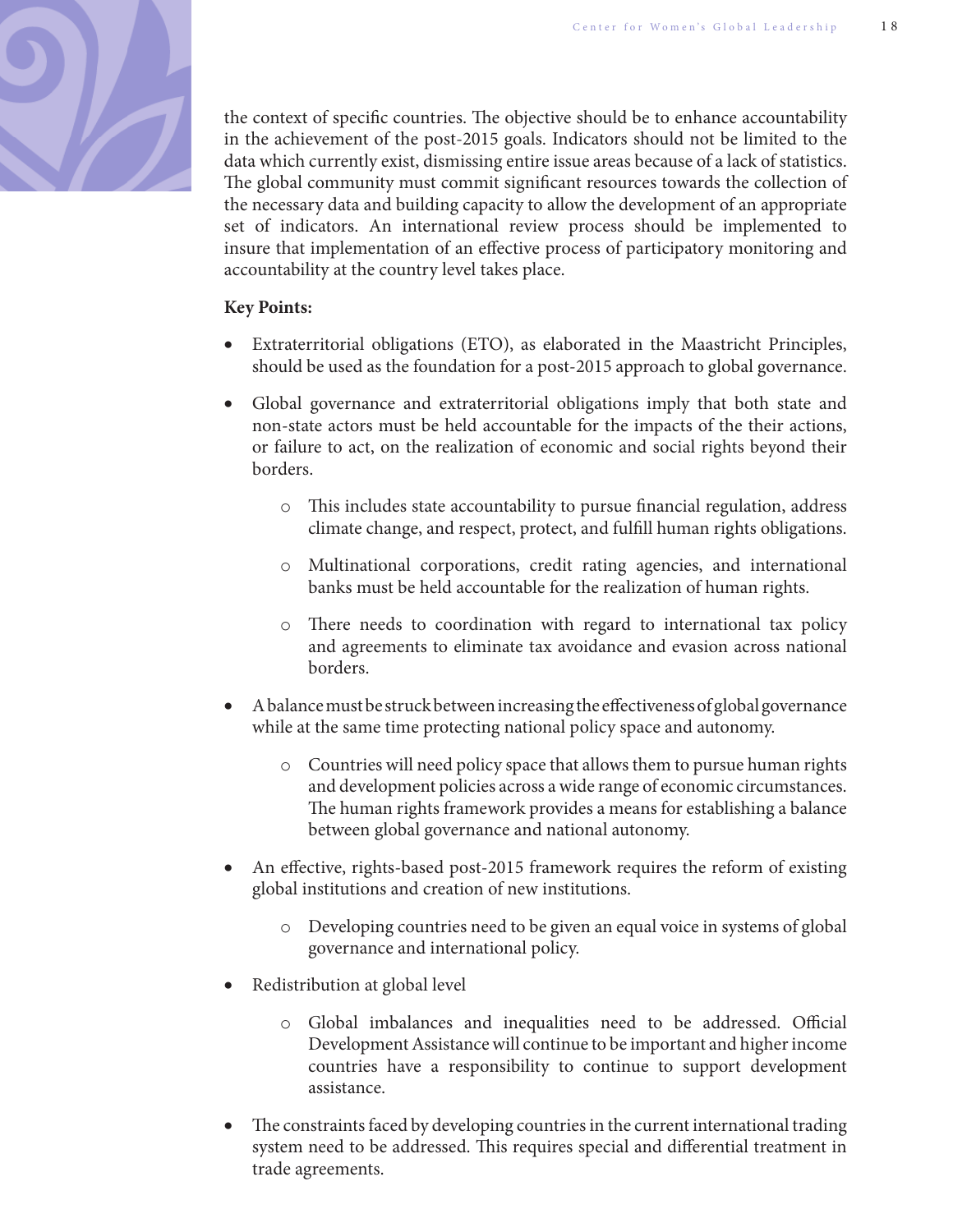the context of specific countries. The objective should be to enhance accountability in the achievement of the post-2015 goals. Indicators should not be limited to the data which currently exist, dismissing entire issue areas because of a lack of statistics. The global community must commit significant resources towards the collection of the necessary data and building capacity to allow the development of an appropriate set of indicators. An international review process should be implemented to insure that implementation of an effective process of participatory monitoring and accountability at the country level takes place.

**Key Points:**

- Extraterritorial obligations (ETO), as elaborated in the Maastricht Principles, should be used as the foundation for a post-2015 approach to global governance.
- Global governance and extraterritorial obligations imply that both state and non-state actors must be held accountable for the impacts of the their actions, or failure to act, on the realization of economic and social rights beyond their borders.
    - This includes state accountability to pursue financial regulation, address climate change, and respect, protect, and fulfill human rights obligations.
    - Multinational corporations, credit rating agencies, and international banks must be held accountable for the realization of human rights.
    - There needs to coordination with regard to international tax policy and agreements to eliminate tax avoidance and evasion across national borders.
- A balance must be struck between increasing the effectiveness of global governance while at the same time protecting national policy space and autonomy.
    - Countries will need policy space that allows them to pursue human rights and development policies across a wide range of economic circumstances. The human rights framework provides a means for establishing a balance between global governance and national autonomy.
- An effective, rights-based post-2015 framework requires the reform of existing global institutions and creation of new institutions.
    - Developing countries need to be given an equal voice in systems of global governance and international policy.
- Redistribution at global level
    - Global imbalances and inequalities need to be addressed. Official Development Assistance will continue to be important and higher income countries have a responsibility to continue to support development assistance.
- The constraints faced by developing countries in the current international trading system need to be addressed. This requires special and differential treatment in trade agreements.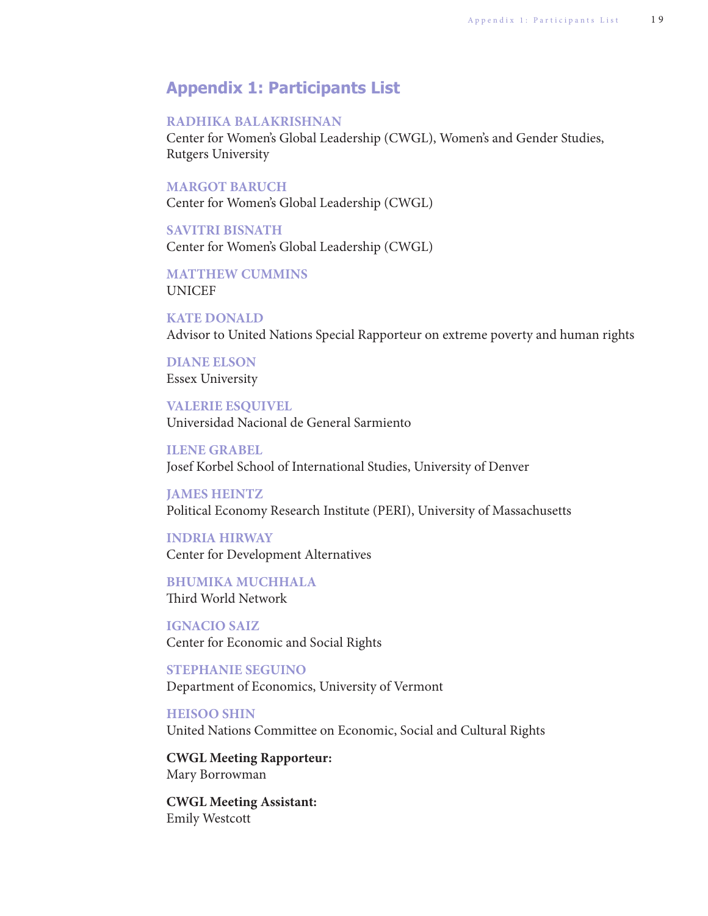# Appendix 1: Participants List

**RADHIKA BALAKRISHNAN**
Center for Women's Global Leadership (CWGL), Women's and Gender Studies, Rutgers University

**MARGOT BARUCH**
Center for Women's Global Leadership (CWGL)

**SAVITRI BISNATH**
Center for Women's Global Leadership (CWGL)

**MATTHEW CUMMINS**
UNICEF

**KATE DONALD**
Advisor to United Nations Special Rapporteur on extreme poverty and human rights

**DIANE ELSON**
Essex University

**VALERIE ESQUIVEL**
Universidad Nacional de General Sarmiento

**ILENE GRABEL**
Josef Korbel School of International Studies, University of Denver

**JAMES HEINTZ**
Political Economy Research Institute (PERI), University of Massachusetts

**INDRIA HIRWAY**
Center for Development Alternatives

**BHUMIKA MUCHHALA**
Third World Network

**IGNACIO SAIZ**
Center for Economic and Social Rights

**STEPHANIE SEGUINO**
Department of Economics, University of Vermont

**HEISOO SHIN**
United Nations Committee on Economic, Social and Cultural Rights

**CWGL Meeting Rapporteur:**
Mary Borrowman

**CWGL Meeting Assistant:**
Emily Westcott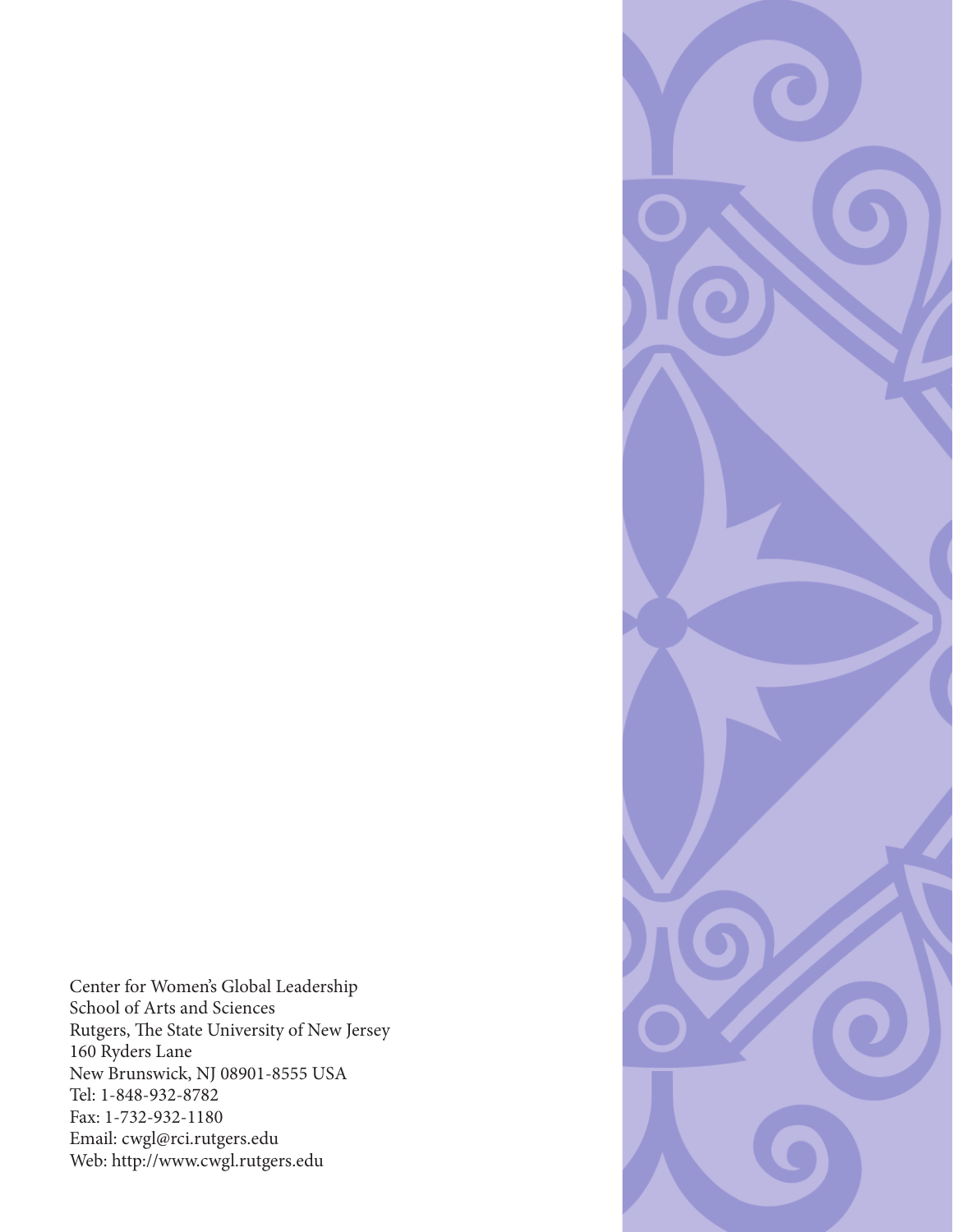Center for Women's Global Leadership
School of Arts and Sciences
Rutgers, The State University of New Jersey
160 Ryders Lane
New Brunswick, NJ 08901-8555 USA
Tel: 1-848-932-8782
Fax: 1-732-932-1180
Email: cwgl@rci.rutgers.edu
Web: http://www.cwgl.rutgers.edu